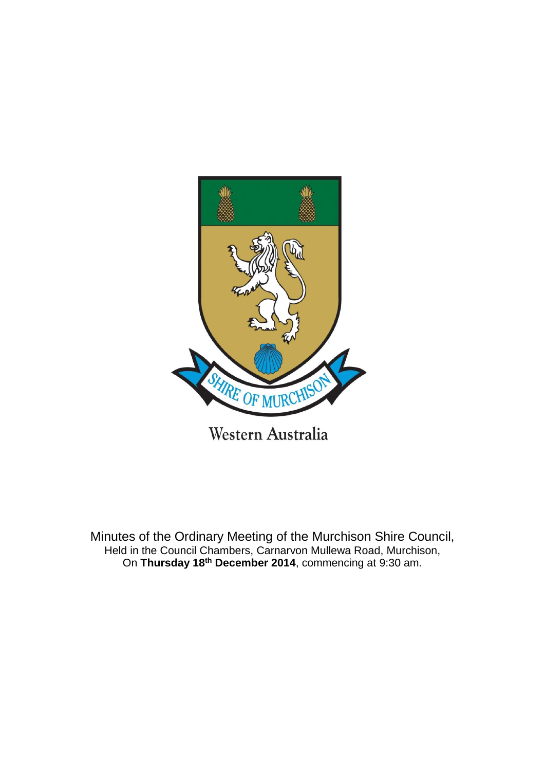SHIRE OF MURCHISON

Western Australia

Minutes of the Ordinary Meeting of the Murchison Shire Council,
Held in the Council Chambers, Carnarvon Mullewa Road, Murchison,
On **Thursday 18th December 2014**, commencing at 9:30 am.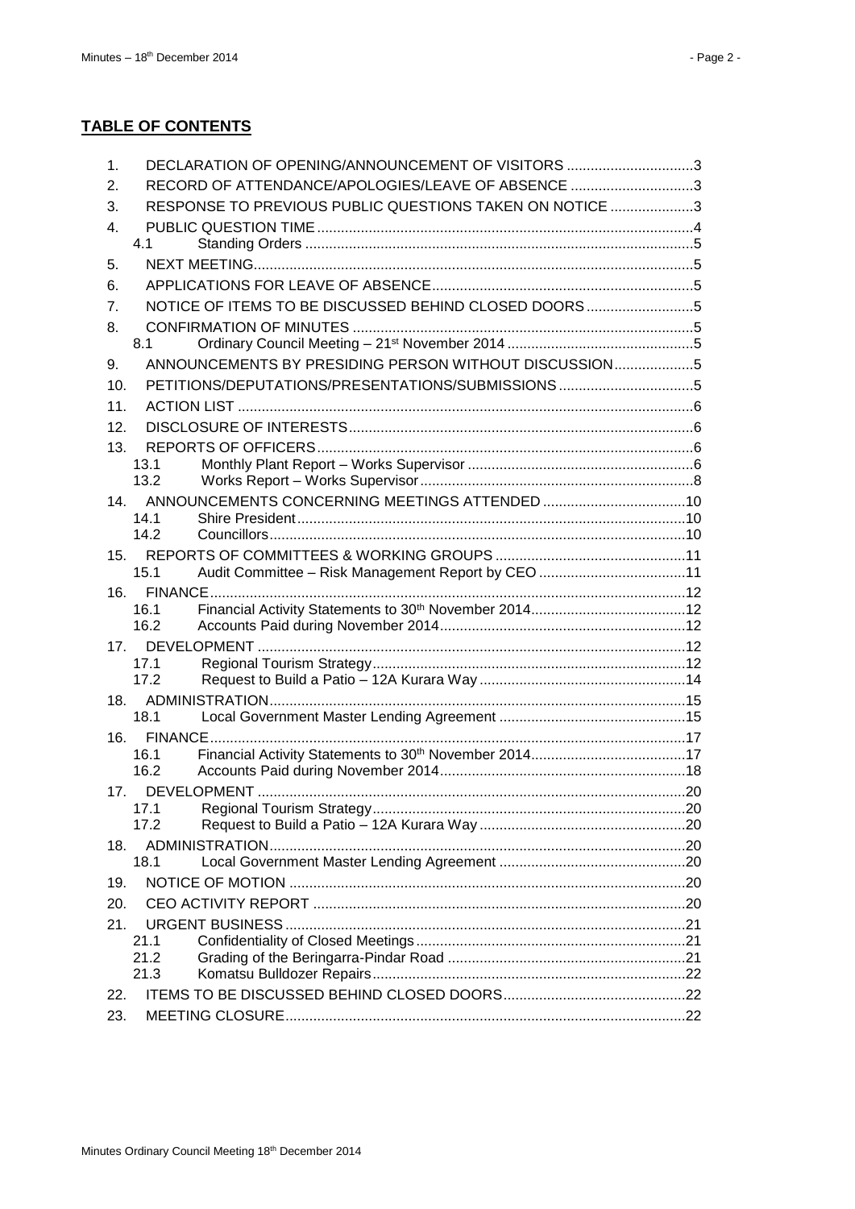## TABLE OF CONTENTS

1. DECLARATION OF OPENING/ANNOUNCEMENT OF VISITORS ................................3
2. RECORD OF ATTENDANCE/APOLOGIES/LEAVE OF ABSENCE ...............................3
3. RESPONSE TO PREVIOUS PUBLIC QUESTIONS TAKEN ON NOTICE .....................3
4. PUBLIC QUESTION TIME ..............................................................................................4
   - 4.1 Standing Orders .................................................................................................5
5. NEXT MEETING..............................................................................................................5
6. APPLICATIONS FOR LEAVE OF ABSENCE..................................................................5
7. NOTICE OF ITEMS TO BE DISCUSSED BEHIND CLOSED DOORS ...........................5
8. CONFIRMATION OF MINUTES .....................................................................................5
   - 8.1 Ordinary Council Meeting – 21st November 2014 ...............................................5
9. ANNOUNCEMENTS BY PRESIDING PERSON WITHOUT DISCUSSION....................5
10. PETITIONS/DEPUTATIONS/PRESENTATIONS/SUBMISSIONS ..................................5
11. ACTION LIST ..................................................................................................................6
12. DISCLOSURE OF INTERESTS......................................................................................6
13. REPORTS OF OFFICERS..............................................................................................6
    - 13.1 Monthly Plant Report – Works Supervisor .........................................................6
    - 13.2 Works Report – Works Supervisor.....................................................................8
14. ANNOUNCEMENTS CONCERNING MEETINGS ATTENDED ....................................10
    - 14.1 Shire President..................................................................................................10
    - 14.2 Councillors.........................................................................................................10
15. REPORTS OF COMMITTEES & WORKING GROUPS ................................................11
    - 15.1 Audit Committee – Risk Management Report by CEO .....................................11
16. FINANCE.......................................................................................................................12
    - 16.1 Financial Activity Statements to 30th November 2014.......................................12
    - 16.2 Accounts Paid during November 2014..............................................................12
17. DEVELOPMENT ...........................................................................................................12
    - 17.1 Regional Tourism Strategy...............................................................................12
    - 17.2 Request to Build a Patio – 12A Kurara Way ....................................................14
18. ADMINISTRATION........................................................................................................15
    - 18.1 Local Government Master Lending Agreement ...............................................15
16. FINANCE.......................................................................................................................17
    - 16.1 Financial Activity Statements to 30th November 2014.......................................17
    - 16.2 Accounts Paid during November 2014..............................................................18
17. DEVELOPMENT ...........................................................................................................20
    - 17.1 Regional Tourism Strategy...............................................................................20
    - 17.2 Request to Build a Patio – 12A Kurara Way ....................................................20
18. ADMINISTRATION........................................................................................................20
    - 18.1 Local Government Master Lending Agreement ...............................................20
19. NOTICE OF MOTION ...................................................................................................20
20. CEO ACTIVITY REPORT .............................................................................................20
21. URGENT BUSINESS ....................................................................................................21
    - 21.1 Confidentiality of Closed Meetings....................................................................21
    - 21.2 Grading of the Beringarra-Pindar Road ............................................................21
    - 21.3 Komatsu Bulldozer Repairs...............................................................................22
22. ITEMS TO BE DISCUSSED BEHIND CLOSED DOORS..............................................22
23. MEETING CLOSURE....................................................................................................22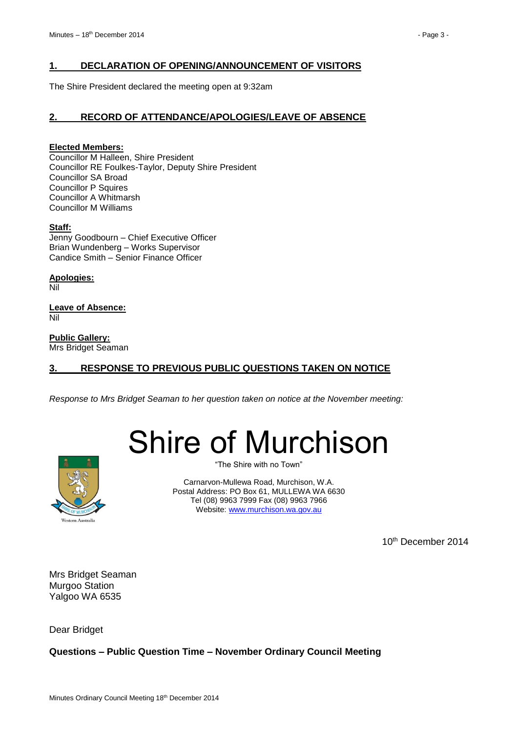## 1. DECLARATION OF OPENING/ANNOUNCEMENT OF VISITORS

The Shire President declared the meeting open at 9:32am

## 2. RECORD OF ATTENDANCE/APOLOGIES/LEAVE OF ABSENCE

**Elected Members:**
Councillor M Halleen, Shire President
Councillor RE Foulkes-Taylor, Deputy Shire President
Councillor SA Broad
Councillor P Squires
Councillor A Whitmarsh
Councillor M Williams

**Staff:**
Jenny Goodbourn – Chief Executive Officer
Brian Wundenberg – Works Supervisor
Candice Smith – Senior Finance Officer

**Apologies:**
Nil

**Leave of Absence:**
Nil

**Public Gallery:**
Mrs Bridget Seaman

## 3. RESPONSE TO PREVIOUS PUBLIC QUESTIONS TAKEN ON NOTICE

*Response to Mrs Bridget Seaman to her question taken on notice at the November meeting:*

# Shire of Murchison

"The Shire with no Town"

Carnarvon-Mullewa Road, Murchison, W.A.
Postal Address: PO Box 61, MULLEWA WA 6630
Tel (08) 9963 7999 Fax (08) 9963 7966
Website: www.murchison.wa.gov.au

10th December 2014

Mrs Bridget Seaman
Murgoo Station
Yalgoo WA 6535

Dear Bridget

**Questions – Public Question Time – November Ordinary Council Meeting**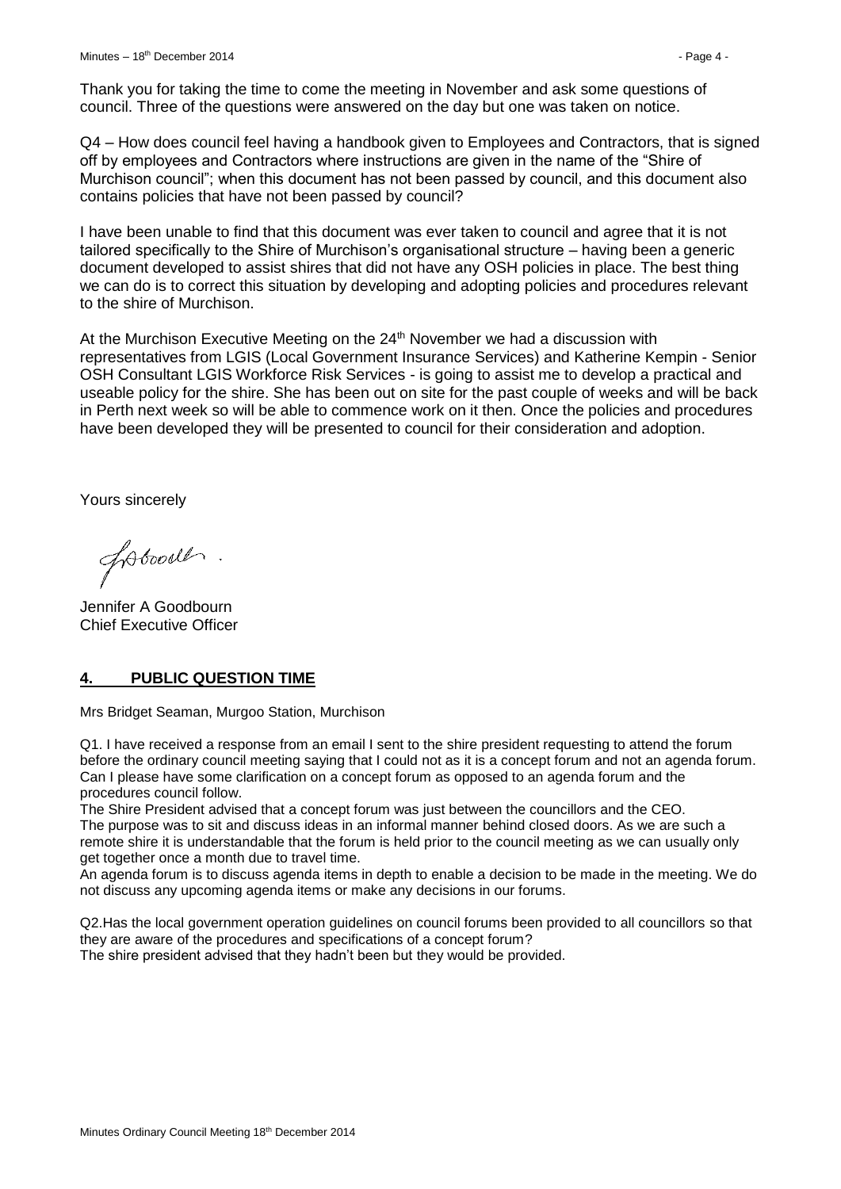Thank you for taking the time to come the meeting in November and ask some questions of council. Three of the questions were answered on the day but one was taken on notice.

Q4 – How does council feel having a handbook given to Employees and Contractors, that is signed off by employees and Contractors where instructions are given in the name of the "Shire of Murchison council"; when this document has not been passed by council, and this document also contains policies that have not been passed by council?

I have been unable to find that this document was ever taken to council and agree that it is not tailored specifically to the Shire of Murchison's organisational structure – having been a generic document developed to assist shires that did not have any OSH policies in place. The best thing we can do is to correct this situation by developing and adopting policies and procedures relevant to the shire of Murchison.

At the Murchison Executive Meeting on the 24th November we had a discussion with representatives from LGIS (Local Government Insurance Services) and Katherine Kempin - Senior OSH Consultant LGIS Workforce Risk Services - is going to assist me to develop a practical and useable policy for the shire. She has been out on site for the past couple of weeks and will be back in Perth next week so will be able to commence work on it then. Once the policies and procedures have been developed they will be presented to council for their consideration and adoption.

Yours sincerely

Jennifer A Goodbourn
Chief Executive Officer

## 4. PUBLIC QUESTION TIME

Mrs Bridget Seaman, Murgoo Station, Murchison

Q1. I have received a response from an email I sent to the shire president requesting to attend the forum before the ordinary council meeting saying that I could not as it is a concept forum and not an agenda forum. Can I please have some clarification on a concept forum as opposed to an agenda forum and the procedures council follow.
The Shire President advised that a concept forum was just between the councillors and the CEO. The purpose was to sit and discuss ideas in an informal manner behind closed doors. As we are such a remote shire it is understandable that the forum is held prior to the council meeting as we can usually only get together once a month due to travel time.
An agenda forum is to discuss agenda items in depth to enable a decision to be made in the meeting. We do not discuss any upcoming agenda items or make any decisions in our forums.

Q2.Has the local government operation guidelines on council forums been provided to all councillors so that they are aware of the procedures and specifications of a concept forum?
The shire president advised that they hadn't been but they would be provided.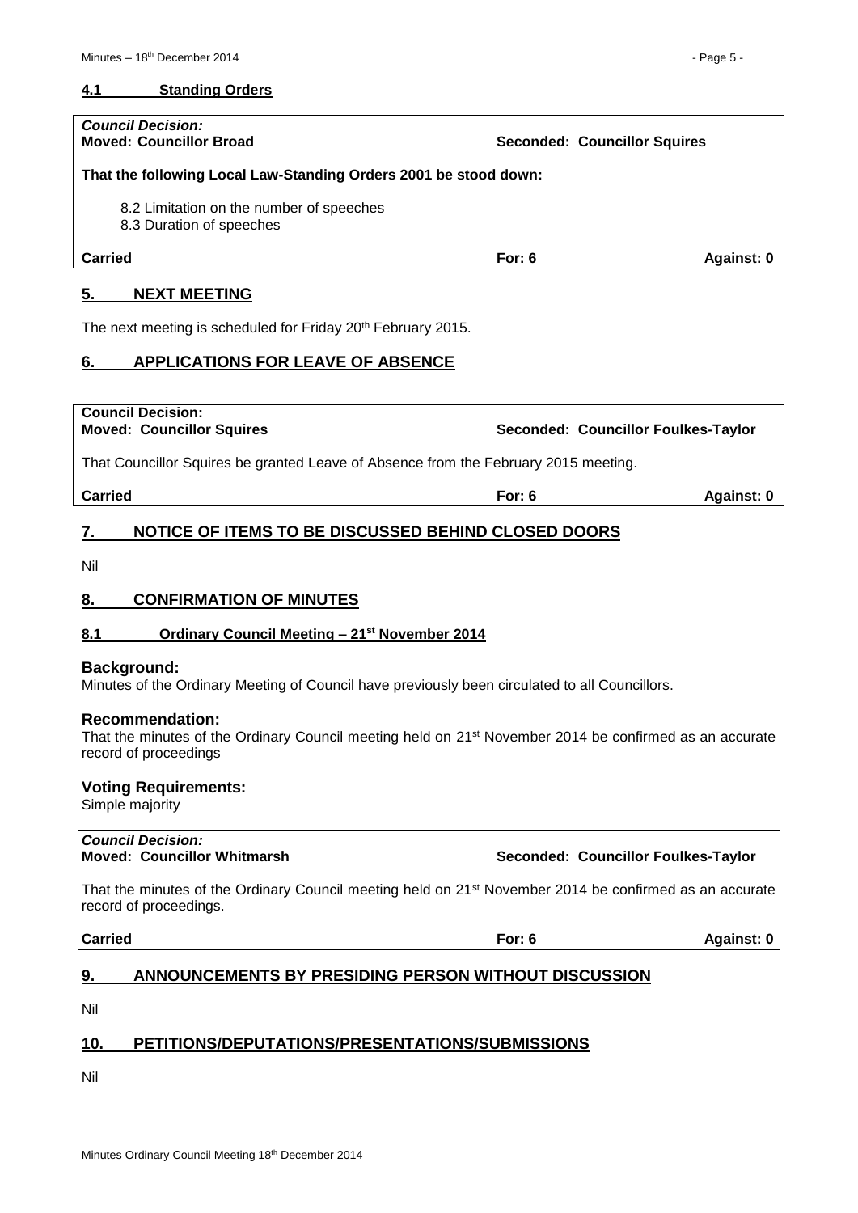#### 4.1 Standing Orders

*Council Decision:*
**Moved: Councillor Broad** **Seconded: Councillor Squires**

**That the following Local Law-Standing Orders 2001 be stood down:**

8.2 Limitation on the number of speeches
8.3 Duration of speeches

**Carried** **For: 6** **Against: 0**

## 5. NEXT MEETING

The next meeting is scheduled for Friday 20th February 2015.

## 6. APPLICATIONS FOR LEAVE OF ABSENCE

**Council Decision:**
**Moved: Councillor Squires** **Seconded: Councillor Foulkes-Taylor**

That Councillor Squires be granted Leave of Absence from the February 2015 meeting.

**Carried** **For: 6** **Against: 0**

## 7. NOTICE OF ITEMS TO BE DISCUSSED BEHIND CLOSED DOORS

Nil

## 8. CONFIRMATION OF MINUTES

#### 8.1 Ordinary Council Meeting – 21st November 2014

### Background:

Minutes of the Ordinary Meeting of Council have previously been circulated to all Councillors.

### Recommendation:

That the minutes of the Ordinary Council meeting held on 21st November 2014 be confirmed as an accurate record of proceedings

### Voting Requirements:

Simple majority

*Council Decision:*
**Moved: Councillor Whitmarsh** **Seconded: Councillor Foulkes-Taylor**

That the minutes of the Ordinary Council meeting held on 21st November 2014 be confirmed as an accurate record of proceedings.

**Carried** **For: 6** **Against: 0**

## 9. ANNOUNCEMENTS BY PRESIDING PERSON WITHOUT DISCUSSION

Nil

## 10. PETITIONS/DEPUTATIONS/PRESENTATIONS/SUBMISSIONS

Nil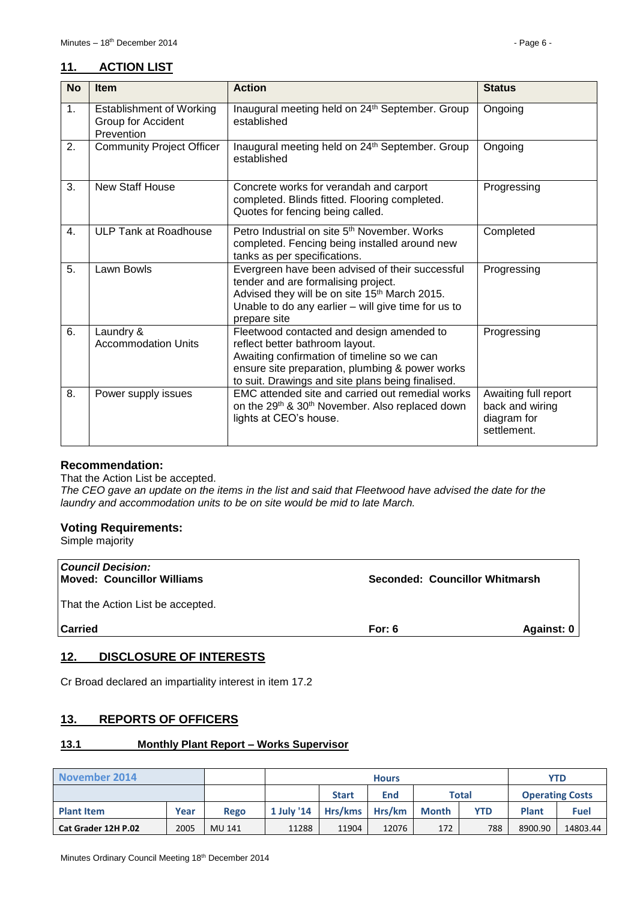## 11. ACTION LIST

| No | Item | Action | Status |
|---|---|---|---|
| 1. | Establishment of Working Group for Accident Prevention | Inaugural meeting held on 24th September. Group established | Ongoing |
| 2. | Community Project Officer | Inaugural meeting held on 24th September. Group established | Ongoing |
| 3. | New Staff House | Concrete works for verandah and carport completed. Blinds fitted. Flooring completed. Quotes for fencing being called. | Progressing |
| 4. | ULP Tank at Roadhouse | Petro Industrial on site 5th November. Works completed. Fencing being installed around new tanks as per specifications. | Completed |
| 5. | Lawn Bowls | Evergreen have been advised of their successful tender and are formalising project. Advised they will be on site 15th March 2015. Unable to do any earlier – will give time for us to prepare site | Progressing |
| 6. | Laundry & Accommodation Units | Fleetwood contacted and design amended to reflect better bathroom layout. Awaiting confirmation of timeline so we can ensure site preparation, plumbing & power works to suit. Drawings and site plans being finalised. | Progressing |
| 8. | Power supply issues | EMC attended site and carried out remedial works on the 29th & 30th November. Also replaced down lights at CEO's house. | Awaiting full report back and wiring diagram for settlement. |

### Recommendation:

That the Action List be accepted.

*The CEO gave an update on the items in the list and said that Fleetwood have advised the date for the laundry and accommodation units to be on site would be mid to late March.*

### Voting Requirements:

Simple majority

| ***Council Decision:*** | | |
|---|---|---|
| **Moved: Councillor Williams** | **Seconded: Councillor Whitmarsh** | |
| That the Action List be accepted. | | |
| **Carried** | **For: 6** | **Against: 0** |

## 12. DISCLOSURE OF INTERESTS

Cr Broad declared an impartiality interest in item 17.2

## 13. REPORTS OF OFFICERS

### 13.1 Monthly Plant Report – Works Supervisor

| November 2014 | | | Hours | | | | | YTD | |
|---|---|---|---|---|---|---|---|---|---|
| | | | | Start | End | Total | | Operating Costs | |
| Plant Item | Year | Rego | 1 July '14 | Hrs/kms | Hrs/km | Month | YTD | Plant | Fuel |
| Cat Grader 12H P.02 | 2005 | MU 141 | 11288 | 11904 | 12076 | 172 | 788 | 8900.90 | 14803.44 |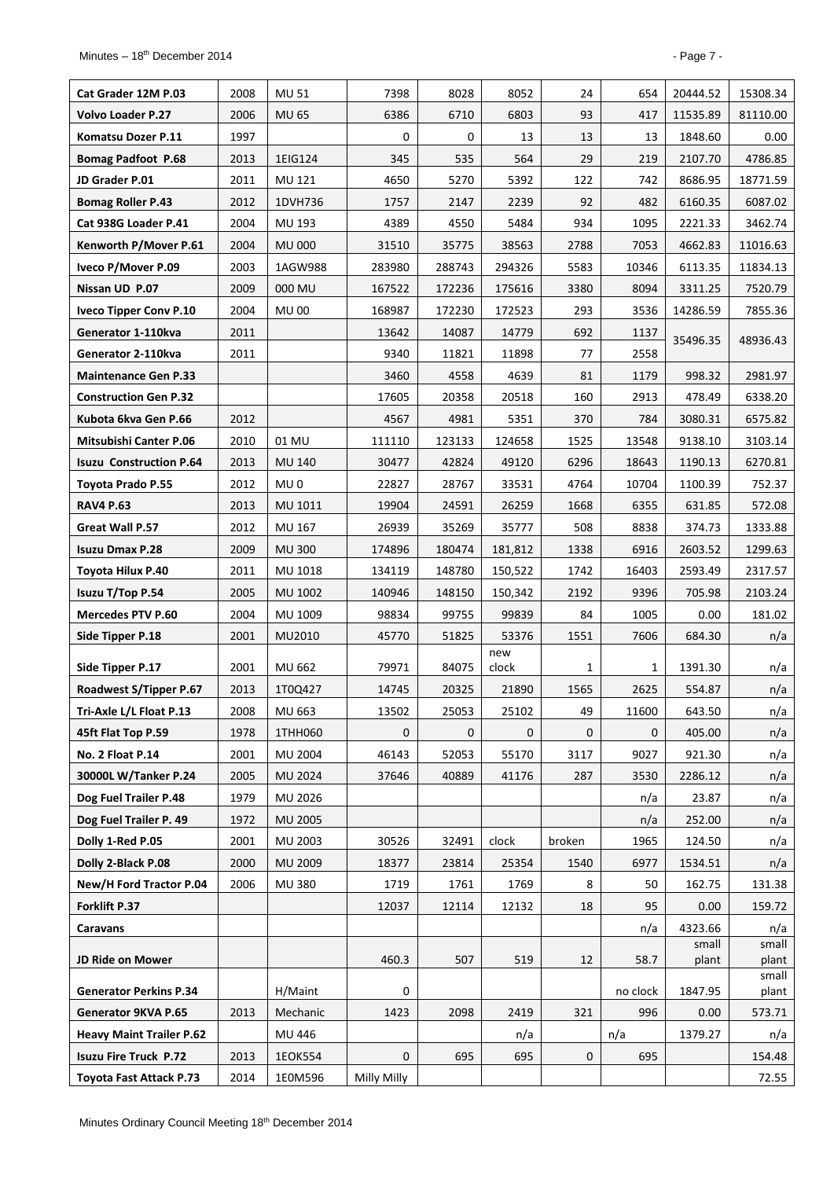| Cat Grader 12M P.03 | 2008 | MU 51 | 7398 | 8028 | 8052 | 24 | 654 | 20444.52 | 15308.34 |
|---|---|---|---|---|---|---|---|---|---|
| Volvo Loader P.27 | 2006 | MU 65 | 6386 | 6710 | 6803 | 93 | 417 | 11535.89 | 81110.00 |
| Komatsu Dozer P.11 | 1997 | | 0 | 0 | 13 | 13 | 13 | 1848.60 | 0.00 |
| Bomag Padfoot P.68 | 2013 | 1EIG124 | 345 | 535 | 564 | 29 | 219 | 2107.70 | 4786.85 |
| JD Grader P.01 | 2011 | MU 121 | 4650 | 5270 | 5392 | 122 | 742 | 8686.95 | 18771.59 |
| Bomag Roller P.43 | 2012 | 1DVH736 | 1757 | 2147 | 2239 | 92 | 482 | 6160.35 | 6087.02 |
| Cat 938G Loader P.41 | 2004 | MU 193 | 4389 | 4550 | 5484 | 934 | 1095 | 2221.33 | 3462.74 |
| Kenworth P/Mover P.61 | 2004 | MU 000 | 31510 | 35775 | 38563 | 2788 | 7053 | 4662.83 | 11016.63 |
| Iveco P/Mover P.09 | 2003 | 1AGW988 | 283980 | 288743 | 294326 | 5583 | 10346 | 6113.35 | 11834.13 |
| Nissan UD P.07 | 2009 | 000 MU | 167522 | 172236 | 175616 | 3380 | 8094 | 3311.25 | 7520.79 |
| Iveco Tipper Conv P.10 | 2004 | MU 00 | 168987 | 172230 | 172523 | 293 | 3536 | 14286.59 | 7855.36 |
| Generator 1-110kva | 2011 | | 13642 | 14087 | 14779 | 692 | 1137 | 35496.35 | 48936.43 |
| Generator 2-110kva | 2011 | | 9340 | 11821 | 11898 | 77 | 2558 | | |
| Maintenance Gen P.33 | | | 3460 | 4558 | 4639 | 81 | 1179 | 998.32 | 2981.97 |
| Construction Gen P.32 | | | 17605 | 20358 | 20518 | 160 | 2913 | 478.49 | 6338.20 |
| Kubota 6kva Gen P.66 | 2012 | | 4567 | 4981 | 5351 | 370 | 784 | 3080.31 | 6575.82 |
| Mitsubishi Canter P.06 | 2010 | 01 MU | 111110 | 123133 | 124658 | 1525 | 13548 | 9138.10 | 3103.14 |
| Isuzu Construction P.64 | 2013 | MU 140 | 30477 | 42824 | 49120 | 6296 | 18643 | 1190.13 | 6270.81 |
| Toyota Prado P.55 | 2012 | MU 0 | 22827 | 28767 | 33531 | 4764 | 10704 | 1100.39 | 752.37 |
| RAV4 P.63 | 2013 | MU 1011 | 19904 | 24591 | 26259 | 1668 | 6355 | 631.85 | 572.08 |
| Great Wall P.57 | 2012 | MU 167 | 26939 | 35269 | 35777 | 508 | 8838 | 374.73 | 1333.88 |
| Isuzu Dmax P.28 | 2009 | MU 300 | 174896 | 180474 | 181,812 | 1338 | 6916 | 2603.52 | 1299.63 |
| Toyota Hilux P.40 | 2011 | MU 1018 | 134119 | 148780 | 150,522 | 1742 | 16403 | 2593.49 | 2317.57 |
| Isuzu T/Top P.54 | 2005 | MU 1002 | 140946 | 148150 | 150,342 | 2192 | 9396 | 705.98 | 2103.24 |
| Mercedes PTV P.60 | 2004 | MU 1009 | 98834 | 99755 | 99839 | 84 | 1005 | 0.00 | 181.02 |
| Side Tipper P.18 | 2001 | MU2010 | 45770 | 51825 | 53376 | 1551 | 7606 | 684.30 | n/a |
| Side Tipper P.17 | 2001 | MU 662 | 79971 | 84075 | new clock | 1 | 1 | 1391.30 | n/a |
| Roadwest S/Tipper P.67 | 2013 | 1T0Q427 | 14745 | 20325 | 21890 | 1565 | 2625 | 554.87 | n/a |
| Tri-Axle L/L Float P.13 | 2008 | MU 663 | 13502 | 25053 | 25102 | 49 | 11600 | 643.50 | n/a |
| 45ft Flat Top P.59 | 1978 | 1THH060 | 0 | 0 | 0 | 0 | 0 | 405.00 | n/a |
| No. 2 Float P.14 | 2001 | MU 2004 | 46143 | 52053 | 55170 | 3117 | 9027 | 921.30 | n/a |
| 30000L W/Tanker P.24 | 2005 | MU 2024 | 37646 | 40889 | 41176 | 287 | 3530 | 2286.12 | n/a |
| Dog Fuel Trailer P.48 | 1979 | MU 2026 | | | | | n/a | 23.87 | n/a |
| Dog Fuel Trailer P. 49 | 1972 | MU 2005 | | | | | n/a | 252.00 | n/a |
| Dolly 1-Red P.05 | 2001 | MU 2003 | 30526 | 32491 | clock | broken | 1965 | 124.50 | n/a |
| Dolly 2-Black P.08 | 2000 | MU 2009 | 18377 | 23814 | 25354 | 1540 | 6977 | 1534.51 | n/a |
| New/H Ford Tractor P.04 | 2006 | MU 380 | 1719 | 1761 | 1769 | 8 | 50 | 162.75 | 131.38 |
| Forklift P.37 | | | 12037 | 12114 | 12132 | 18 | 95 | 0.00 | 159.72 |
| Caravans | | | | | | | n/a | 4323.66 | n/a |
| JD Ride on Mower | | | 460.3 | 507 | 519 | 12 | 58.7 | small plant | small plant |
| Generator Perkins P.34 | | H/Maint | 0 | | | | no clock | 1847.95 | small plant |
| Generator 9KVA P.65 | 2013 | Mechanic | 1423 | 2098 | 2419 | 321 | 996 | 0.00 | 573.71 |
| Heavy Maint Trailer P.62 | | MU 446 | | | n/a | | n/a | 1379.27 | n/a |
| Isuzu Fire Truck P.72 | 2013 | 1EOK554 | 0 | 695 | 695 | 0 | 695 | | 154.48 |
| Toyota Fast Attack P.73 | 2014 | 1E0M596 | Milly Milly | | | | | | 72.55 |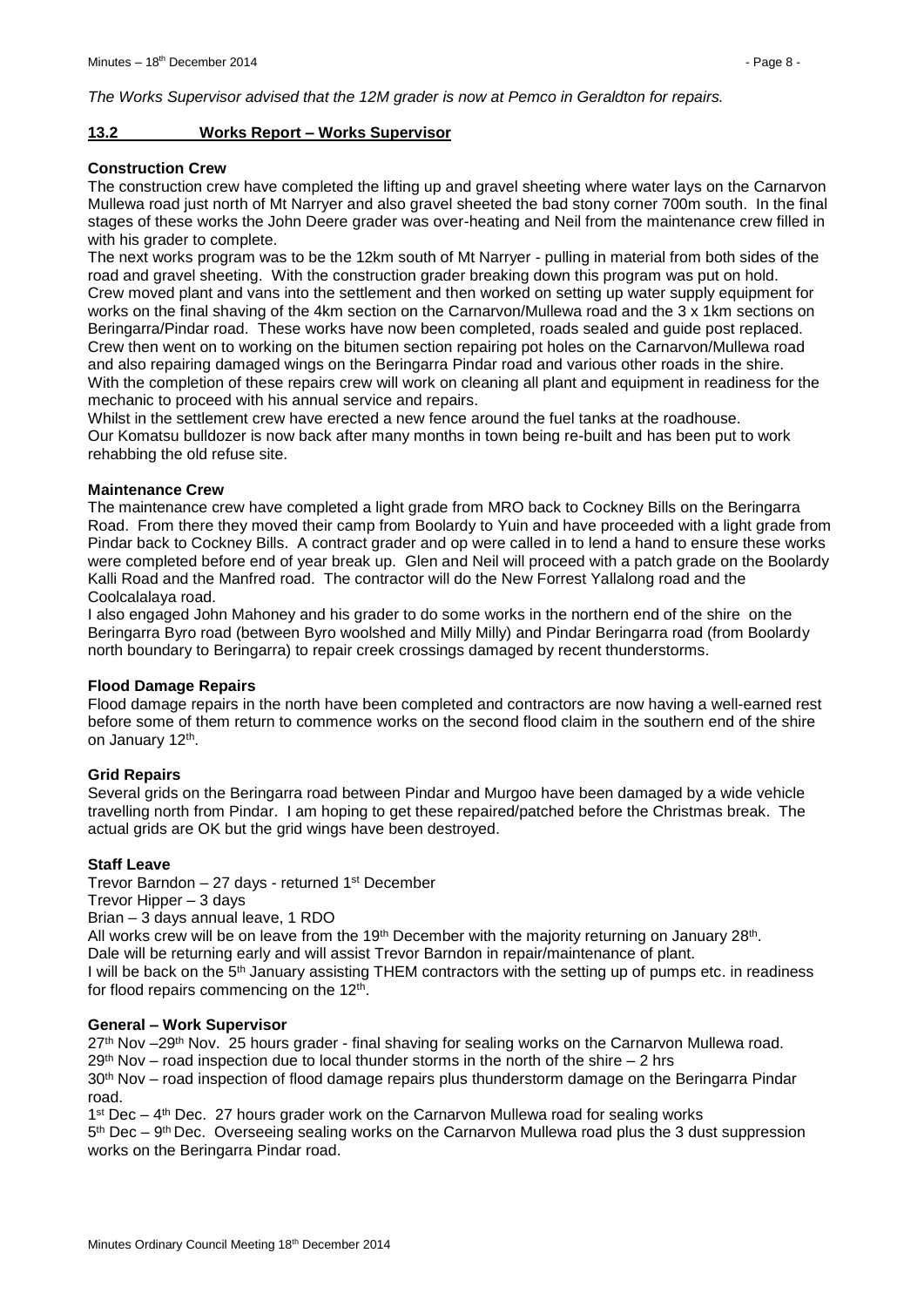*The Works Supervisor advised that the 12M grader is now at Pemco in Geraldton for repairs.*

## 13.2 Works Report – Works Supervisor

**Construction Crew**

The construction crew have completed the lifting up and gravel sheeting where water lays on the Carnarvon Mullewa road just north of Mt Narryer and also gravel sheeted the bad stony corner 700m south. In the final stages of these works the John Deere grader was over-heating and Neil from the maintenance crew filled in with his grader to complete.

The next works program was to be the 12km south of Mt Narryer - pulling in material from both sides of the road and gravel sheeting. With the construction grader breaking down this program was put on hold.

Crew moved plant and vans into the settlement and then worked on setting up water supply equipment for works on the final shaving of the 4km section on the Carnarvon/Mullewa road and the 3 x 1km sections on Beringarra/Pindar road. These works have now been completed, roads sealed and guide post replaced.

Crew then went on to working on the bitumen section repairing pot holes on the Carnarvon/Mullewa road and also repairing damaged wings on the Beringarra Pindar road and various other roads in the shire.

With the completion of these repairs crew will work on cleaning all plant and equipment in readiness for the mechanic to proceed with his annual service and repairs.

Whilst in the settlement crew have erected a new fence around the fuel tanks at the roadhouse.

Our Komatsu bulldozer is now back after many months in town being re-built and has been put to work rehabbing the old refuse site.

**Maintenance Crew**

The maintenance crew have completed a light grade from MRO back to Cockney Bills on the Beringarra Road. From there they moved their camp from Boolardy to Yuin and have proceeded with a light grade from Pindar back to Cockney Bills. A contract grader and op were called in to lend a hand to ensure these works were completed before end of year break up. Glen and Neil will proceed with a patch grade on the Boolardy Kalli Road and the Manfred road. The contractor will do the New Forrest Yallalong road and the Coolcalalaya road.

I also engaged John Mahoney and his grader to do some works in the northern end of the shire on the Beringarra Byro road (between Byro woolshed and Milly Milly) and Pindar Beringarra road (from Boolardy north boundary to Beringarra) to repair creek crossings damaged by recent thunderstorms.

**Flood Damage Repairs**

Flood damage repairs in the north have been completed and contractors are now having a well-earned rest before some of them return to commence works on the second flood claim in the southern end of the shire on January 12th.

**Grid Repairs**

Several grids on the Beringarra road between Pindar and Murgoo have been damaged by a wide vehicle travelling north from Pindar. I am hoping to get these repaired/patched before the Christmas break. The actual grids are OK but the grid wings have been destroyed.

**Staff Leave**

Trevor Barndon – 27 days - returned 1st December

Trevor Hipper – 3 days

Brian – 3 days annual leave, 1 RDO

All works crew will be on leave from the 19th December with the majority returning on January 28th.

Dale will be returning early and will assist Trevor Barndon in repair/maintenance of plant.

I will be back on the 5th January assisting THEM contractors with the setting up of pumps etc. in readiness for flood repairs commencing on the 12th.

**General – Work Supervisor**

27th Nov –29th Nov. 25 hours grader - final shaving for sealing works on the Carnarvon Mullewa road.

29th Nov – road inspection due to local thunder storms in the north of the shire – 2 hrs

30th Nov – road inspection of flood damage repairs plus thunderstorm damage on the Beringarra Pindar road.

1st Dec – 4th Dec. 27 hours grader work on the Carnarvon Mullewa road for sealing works

5th Dec – 9th Dec. Overseeing sealing works on the Carnarvon Mullewa road plus the 3 dust suppression works on the Beringarra Pindar road.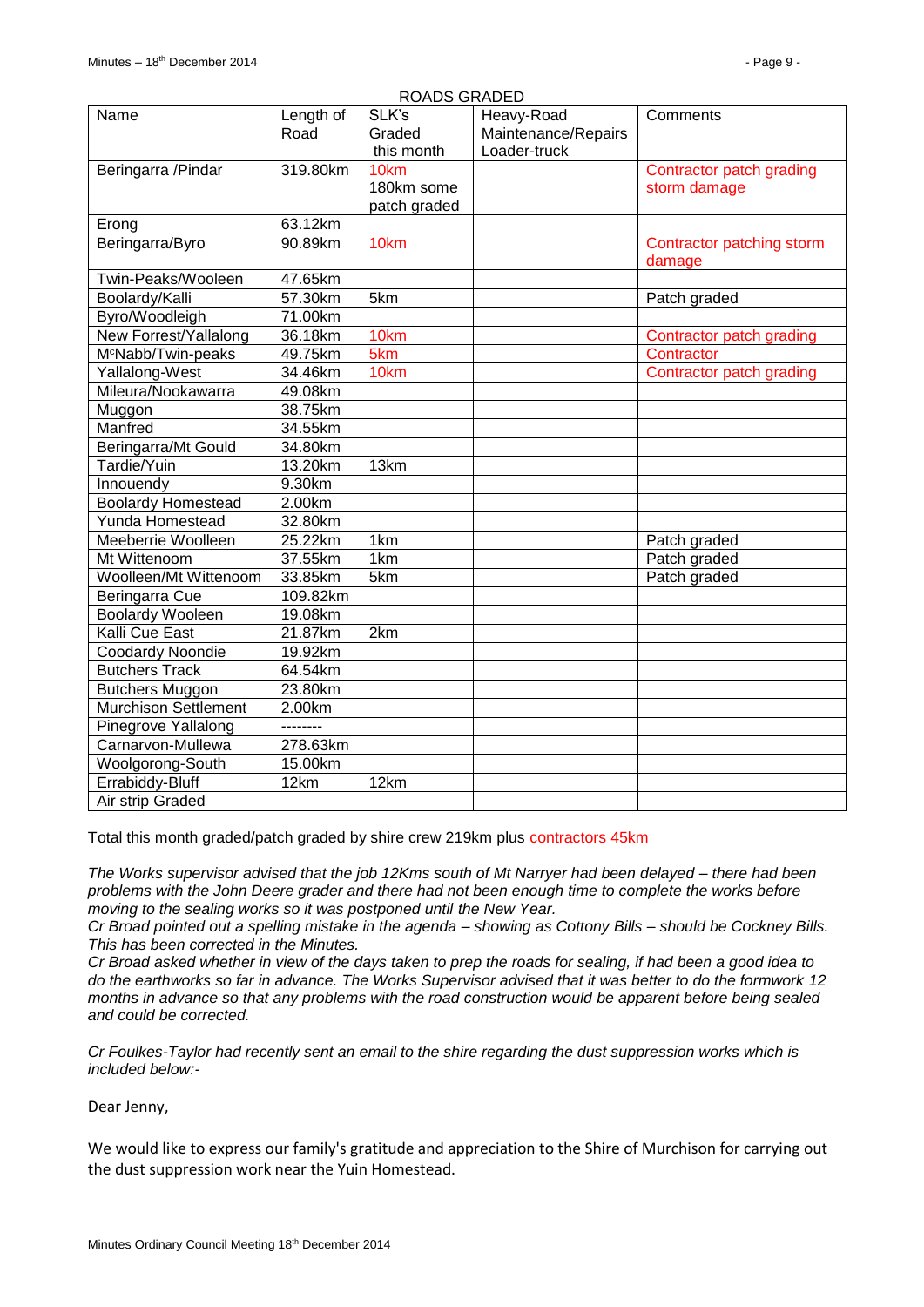ROADS GRADED

| Name | Length of Road | SLK's Graded this month | Heavy-Road Maintenance/Repairs Loader-truck | Comments |
|---|---|---|---|---|
| Beringarra /Pindar | 319.80km | 10km 180km some patch graded | | Contractor patch grading storm damage |
| Erong | 63.12km | | | |
| Beringarra/Byro | 90.89km | 10km | | Contractor patching storm damage |
| Twin-Peaks/Wooleen | 47.65km | | | |
| Boolardy/Kalli | 57.30km | 5km | | Patch graded |
| Byro/Woodleigh | 71.00km | | | |
| New Forrest/Yallalong | 36.18km | 10km | | Contractor patch grading |
| McNabb/Twin-peaks | 49.75km | 5km | | Contractor |
| Yallalong-West | 34.46km | 10km | | Contractor patch grading |
| Mileura/Nookawarra | 49.08km | | | |
| Muggon | 38.75km | | | |
| Manfred | 34.55km | | | |
| Beringarra/Mt Gould | 34.80km | | | |
| Tardie/Yuin | 13.20km | 13km | | |
| Innouendy | 9.30km | | | |
| Boolardy Homestead | 2.00km | | | |
| Yunda Homestead | 32.80km | | | |
| Meeberrie Woolleen | 25.22km | 1km | | Patch graded |
| Mt Wittenoom | 37.55km | 1km | | Patch graded |
| Woolleen/Mt Wittenoom | 33.85km | 5km | | Patch graded |
| Beringarra Cue | 109.82km | | | |
| Boolardy Wooleen | 19.08km | | | |
| Kalli Cue East | 21.87km | 2km | | |
| Coodardy Noondie | 19.92km | | | |
| Butchers Track | 64.54km | | | |
| Butchers Muggon | 23.80km | | | |
| Murchison Settlement | 2.00km | | | |
| Pinegrove Yallalong | -------- | | | |
| Carnarvon-Mullewa | 278.63km | | | |
| Woolgorong-South | 15.00km | | | |
| Errabiddy-Bluff | 12km | 12km | | |
| Air strip Graded | | | | |

Total this month graded/patch graded by shire crew 219km plus contractors 45km

*The Works supervisor advised that the job 12Kms south of Mt Narryer had been delayed – there had been problems with the John Deere grader and there had not been enough time to complete the works before moving to the sealing works so it was postponed until the New Year.*
*Cr Broad pointed out a spelling mistake in the agenda – showing as Cottony Bills – should be Cockney Bills. This has been corrected in the Minutes.*
*Cr Broad asked whether in view of the days taken to prep the roads for sealing, if had been a good idea to do the earthworks so far in advance. The Works Supervisor advised that it was better to do the formwork 12 months in advance so that any problems with the road construction would be apparent before being sealed and could be corrected.*

*Cr Foulkes-Taylor had recently sent an email to the shire regarding the dust suppression works which is included below:-*

Dear Jenny,

We would like to express our family's gratitude and appreciation to the Shire of Murchison for carrying out the dust suppression work near the Yuin Homestead.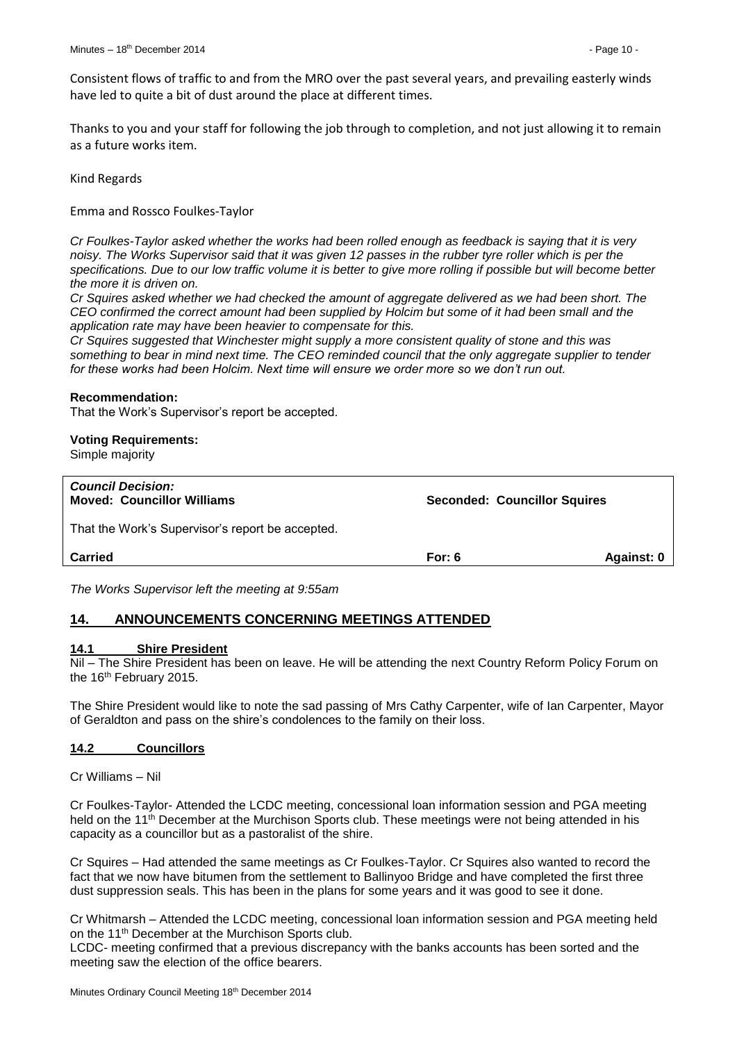Consistent flows of traffic to and from the MRO over the past several years, and prevailing easterly winds have led to quite a bit of dust around the place at different times.

Thanks to you and your staff for following the job through to completion, and not just allowing it to remain as a future works item.

Kind Regards

Emma and Rossco Foulkes-Taylor

*Cr Foulkes-Taylor asked whether the works had been rolled enough as feedback is saying that it is very noisy. The Works Supervisor said that it was given 12 passes in the rubber tyre roller which is per the specifications. Due to our low traffic volume it is better to give more rolling if possible but will become better the more it is driven on.*

*Cr Squires asked whether we had checked the amount of aggregate delivered as we had been short. The CEO confirmed the correct amount had been supplied by Holcim but some of it had been small and the application rate may have been heavier to compensate for this.*

*Cr Squires suggested that Winchester might supply a more consistent quality of stone and this was something to bear in mind next time. The CEO reminded council that the only aggregate supplier to tender for these works had been Holcim. Next time will ensure we order more so we don't run out.*

**Recommendation:**

That the Work's Supervisor's report be accepted.

**Voting Requirements:**

Simple majority

| ***Council Decision:*** **Moved: Councillor Williams** | **Seconded: Councillor Squires** | |
|---|---|---|
| That the Work's Supervisor's report be accepted. | | |
| **Carried** | **For: 6** | **Against: 0** |

*The Works Supervisor left the meeting at 9:55am*

## 14. ANNOUNCEMENTS CONCERNING MEETINGS ATTENDED

### 14.1 Shire President

Nil – The Shire President has been on leave. He will be attending the next Country Reform Policy Forum on the 16th February 2015.

The Shire President would like to note the sad passing of Mrs Cathy Carpenter, wife of Ian Carpenter, Mayor of Geraldton and pass on the shire's condolences to the family on their loss.

### 14.2 Councillors

Cr Williams – Nil

Cr Foulkes-Taylor- Attended the LCDC meeting, concessional loan information session and PGA meeting held on the 11th December at the Murchison Sports club. These meetings were not being attended in his capacity as a councillor but as a pastoralist of the shire.

Cr Squires – Had attended the same meetings as Cr Foulkes-Taylor. Cr Squires also wanted to record the fact that we now have bitumen from the settlement to Ballinyoo Bridge and have completed the first three dust suppression seals. This has been in the plans for some years and it was good to see it done.

Cr Whitmarsh – Attended the LCDC meeting, concessional loan information session and PGA meeting held on the 11th December at the Murchison Sports club.

LCDC- meeting confirmed that a previous discrepancy with the banks accounts has been sorted and the meeting saw the election of the office bearers.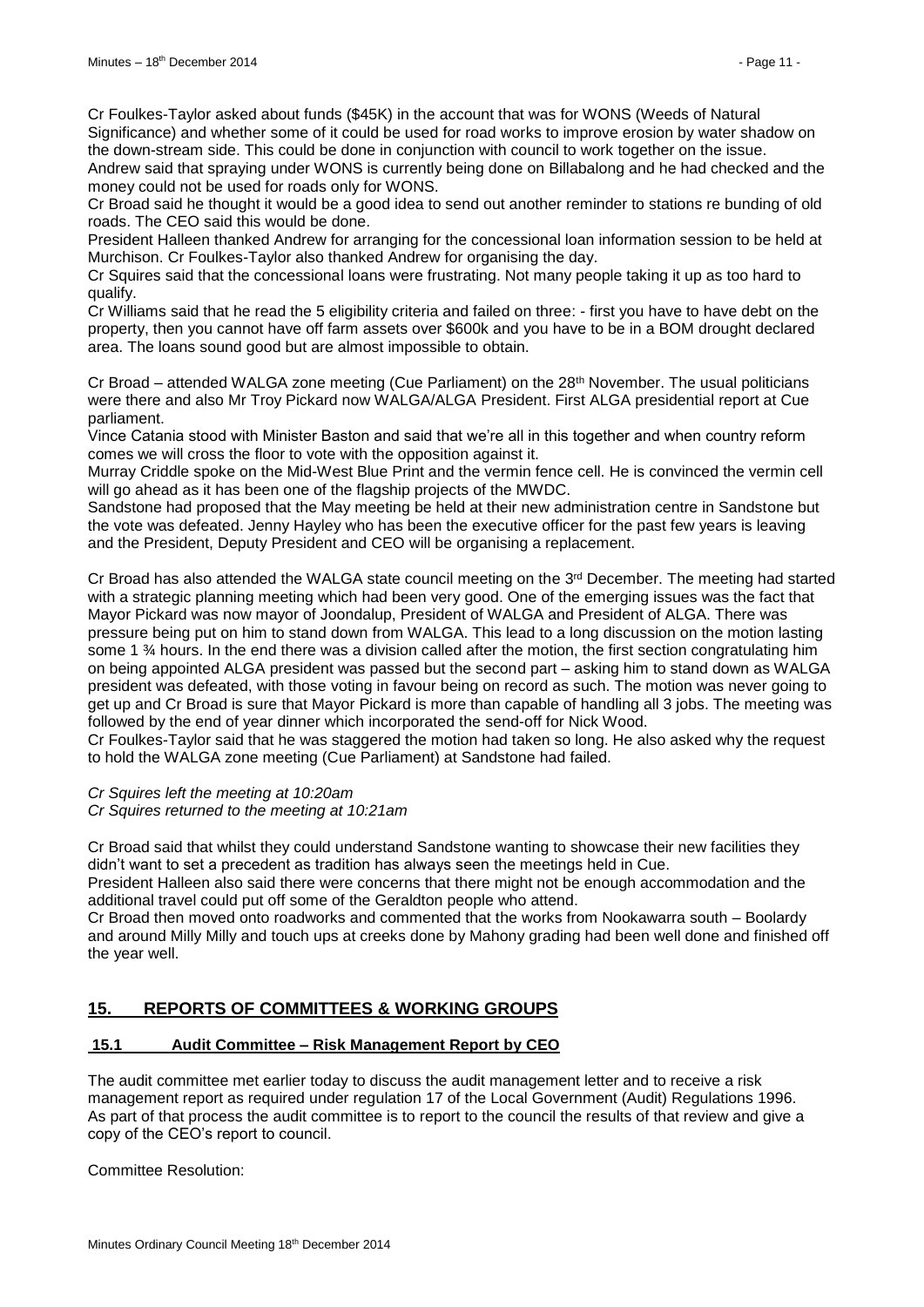Cr Foulkes-Taylor asked about funds ($45K) in the account that was for WONS (Weeds of Natural Significance) and whether some of it could be used for road works to improve erosion by water shadow on the down-stream side. This could be done in conjunction with council to work together on the issue.
Andrew said that spraying under WONS is currently being done on Billabalong and he had checked and the money could not be used for roads only for WONS.
Cr Broad said he thought it would be a good idea to send out another reminder to stations re bunding of old roads. The CEO said this would be done.
President Halleen thanked Andrew for arranging for the concessional loan information session to be held at Murchison. Cr Foulkes-Taylor also thanked Andrew for organising the day.
Cr Squires said that the concessional loans were frustrating. Not many people taking it up as too hard to qualify.
Cr Williams said that he read the 5 eligibility criteria and failed on three: - first you have to have debt on the property, then you cannot have off farm assets over $600k and you have to be in a BOM drought declared area. The loans sound good but are almost impossible to obtain.

Cr Broad – attended WALGA zone meeting (Cue Parliament) on the 28th November. The usual politicians were there and also Mr Troy Pickard now WALGA/ALGA President. First ALGA presidential report at Cue parliament.
Vince Catania stood with Minister Baston and said that we're all in this together and when country reform comes we will cross the floor to vote with the opposition against it.
Murray Criddle spoke on the Mid-West Blue Print and the vermin fence cell. He is convinced the vermin cell will go ahead as it has been one of the flagship projects of the MWDC.
Sandstone had proposed that the May meeting be held at their new administration centre in Sandstone but the vote was defeated. Jenny Hayley who has been the executive officer for the past few years is leaving and the President, Deputy President and CEO will be organising a replacement.

Cr Broad has also attended the WALGA state council meeting on the 3rd December. The meeting had started with a strategic planning meeting which had been very good. One of the emerging issues was the fact that Mayor Pickard was now mayor of Joondalup, President of WALGA and President of ALGA. There was pressure being put on him to stand down from WALGA. This lead to a long discussion on the motion lasting some 1 ¾ hours. In the end there was a division called after the motion, the first section congratulating him on being appointed ALGA president was passed but the second part – asking him to stand down as WALGA president was defeated, with those voting in favour being on record as such. The motion was never going to get up and Cr Broad is sure that Mayor Pickard is more than capable of handling all 3 jobs. The meeting was followed by the end of year dinner which incorporated the send-off for Nick Wood.
Cr Foulkes-Taylor said that he was staggered the motion had taken so long. He also asked why the request to hold the WALGA zone meeting (Cue Parliament) at Sandstone had failed.

*Cr Squires left the meeting at 10:20am*
*Cr Squires returned to the meeting at 10:21am*

Cr Broad said that whilst they could understand Sandstone wanting to showcase their new facilities they didn't want to set a precedent as tradition has always seen the meetings held in Cue.
President Halleen also said there were concerns that there might not be enough accommodation and the additional travel could put off some of the Geraldton people who attend.
Cr Broad then moved onto roadworks and commented that the works from Nookawarra south – Boolardy and around Milly Milly and touch ups at creeks done by Mahony grading had been well done and finished off the year well.

## 15. REPORTS OF COMMITTEES & WORKING GROUPS

### 15.1 Audit Committee – Risk Management Report by CEO

The audit committee met earlier today to discuss the audit management letter and to receive a risk management report as required under regulation 17 of the Local Government (Audit) Regulations 1996. As part of that process the audit committee is to report to the council the results of that review and give a copy of the CEO's report to council.

Committee Resolution: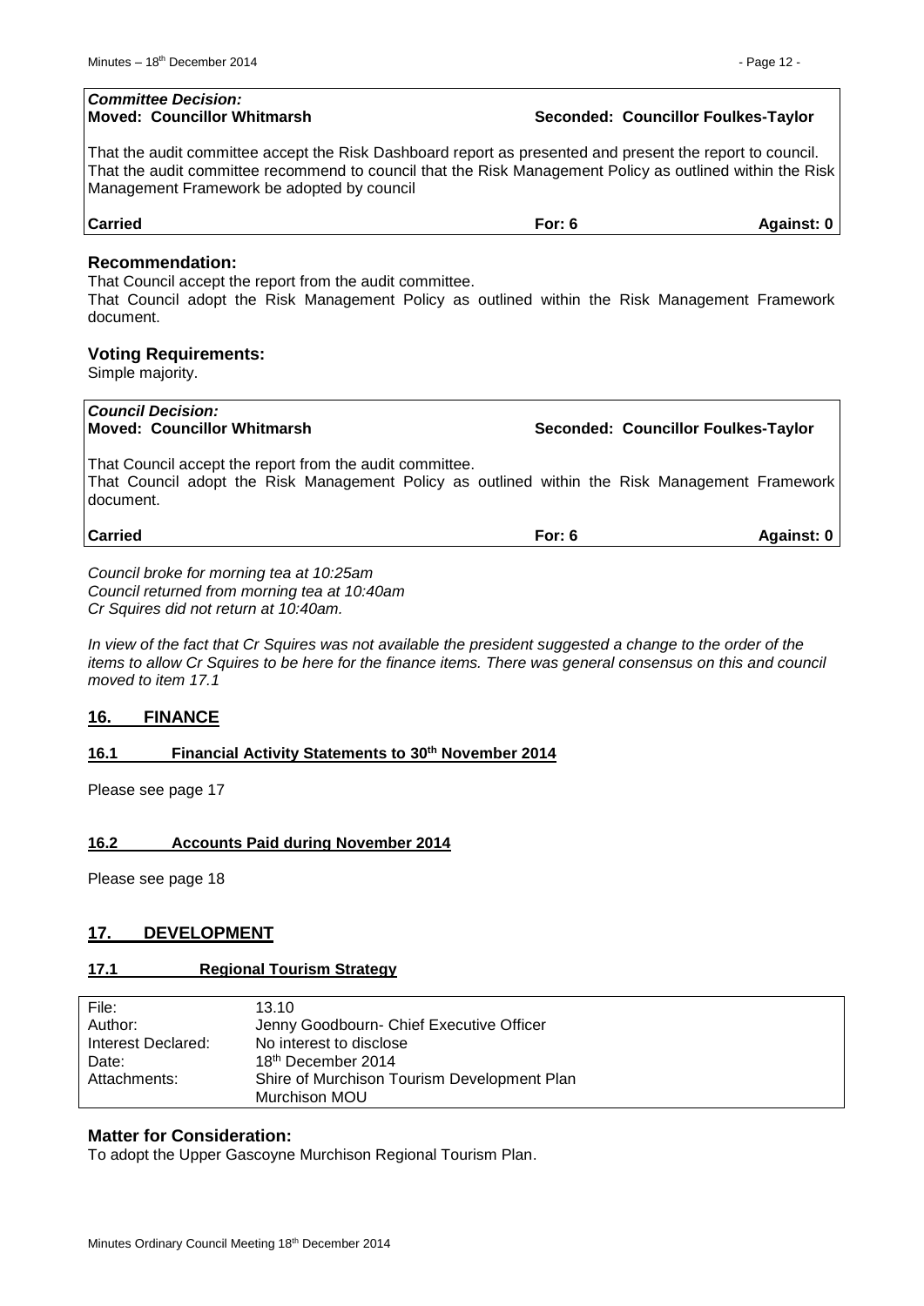| ***Committee Decision:*** **Moved: Councillor Whitmarsh** | | **Seconded: Councillor Foulkes-Taylor** |
|---|---|---|
| That the audit committee accept the Risk Dashboard report as presented and present the report to council. That the audit committee recommend to council that the Risk Management Policy as outlined within the Risk Management Framework be adopted by council | | |
| **Carried** | **For: 6** | **Against: 0** |

### Recommendation:

That Council accept the report from the audit committee.
That Council adopt the Risk Management Policy as outlined within the Risk Management Framework document.

### Voting Requirements:

Simple majority.

| ***Council Decision:*** **Moved: Councillor Whitmarsh** | | **Seconded: Councillor Foulkes-Taylor** |
|---|---|---|
| That Council accept the report from the audit committee. That Council adopt the Risk Management Policy as outlined within the Risk Management Framework document. | | |
| **Carried** | **For: 6** | **Against: 0** |

*Council broke for morning tea at 10:25am*
*Council returned from morning tea at 10:40am*
*Cr Squires did not return at 10:40am.*

*In view of the fact that Cr Squires was not available the president suggested a change to the order of the items to allow Cr Squires to be here for the finance items. There was general consensus on this and council moved to item 17.1*

## 16. FINANCE

### 16.1 Financial Activity Statements to 30th November 2014

Please see page 17

### 16.2 Accounts Paid during November 2014

Please see page 18

## 17. DEVELOPMENT

### 17.1 Regional Tourism Strategy

| | |
|---|---|
| File: | 13.10 |
| Author: | Jenny Goodbourn- Chief Executive Officer |
| Interest Declared: | No interest to disclose |
| Date: | 18th December 2014 |
| Attachments: | Shire of Murchison Tourism Development Plan<br>Murchison MOU |

### Matter for Consideration:

To adopt the Upper Gascoyne Murchison Regional Tourism Plan.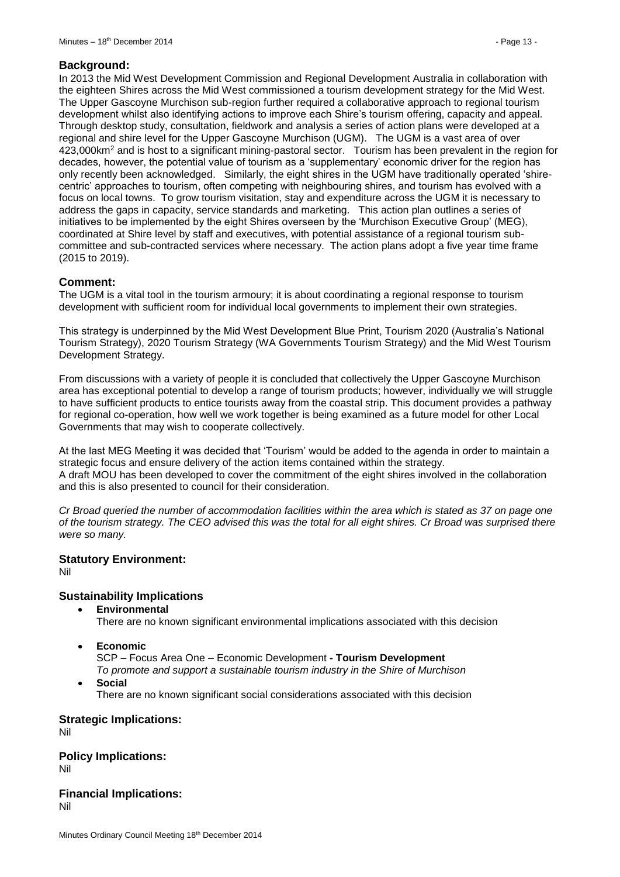## Background:

In 2013 the Mid West Development Commission and Regional Development Australia in collaboration with the eighteen Shires across the Mid West commissioned a tourism development strategy for the Mid West. The Upper Gascoyne Murchison sub-region further required a collaborative approach to regional tourism development whilst also identifying actions to improve each Shire's tourism offering, capacity and appeal. Through desktop study, consultation, fieldwork and analysis a series of action plans were developed at a regional and shire level for the Upper Gascoyne Murchison (UGM). The UGM is a vast area of over 423,000km$^2$ and is host to a significant mining-pastoral sector. Tourism has been prevalent in the region for decades, however, the potential value of tourism as a 'supplementary' economic driver for the region has only recently been acknowledged. Similarly, the eight shires in the UGM have traditionally operated 'shire-centric' approaches to tourism, often competing with neighbouring shires, and tourism has evolved with a focus on local towns. To grow tourism visitation, stay and expenditure across the UGM it is necessary to address the gaps in capacity, service standards and marketing. This action plan outlines a series of initiatives to be implemented by the eight Shires overseen by the 'Murchison Executive Group' (MEG), coordinated at Shire level by staff and executives, with potential assistance of a regional tourism sub-committee and sub-contracted services where necessary. The action plans adopt a five year time frame (2015 to 2019).

## Comment:

The UGM is a vital tool in the tourism armoury; it is about coordinating a regional response to tourism development with sufficient room for individual local governments to implement their own strategies.

This strategy is underpinned by the Mid West Development Blue Print, Tourism 2020 (Australia's National Tourism Strategy), 2020 Tourism Strategy (WA Governments Tourism Strategy) and the Mid West Tourism Development Strategy.

From discussions with a variety of people it is concluded that collectively the Upper Gascoyne Murchison area has exceptional potential to develop a range of tourism products; however, individually we will struggle to have sufficient products to entice tourists away from the coastal strip. This document provides a pathway for regional co-operation, how well we work together is being examined as a future model for other Local Governments that may wish to cooperate collectively.

At the last MEG Meeting it was decided that 'Tourism' would be added to the agenda in order to maintain a strategic focus and ensure delivery of the action items contained within the strategy.
A draft MOU has been developed to cover the commitment of the eight shires involved in the collaboration and this is also presented to council for their consideration.

*Cr Broad queried the number of accommodation facilities within the area which is stated as 37 on page one of the tourism strategy. The CEO advised this was the total for all eight shires. Cr Broad was surprised there were so many.*

## Statutory Environment:

Nil

## Sustainability Implications

- **Environmental**
  There are no known significant environmental implications associated with this decision
- **Economic**
  SCP – Focus Area One – Economic Development **- Tourism Development**
  *To promote and support a sustainable tourism industry in the Shire of Murchison*
- **Social**
  There are no known significant social considerations associated with this decision

## Strategic Implications:

Nil

## Policy Implications:

Nil

## Financial Implications:

Nil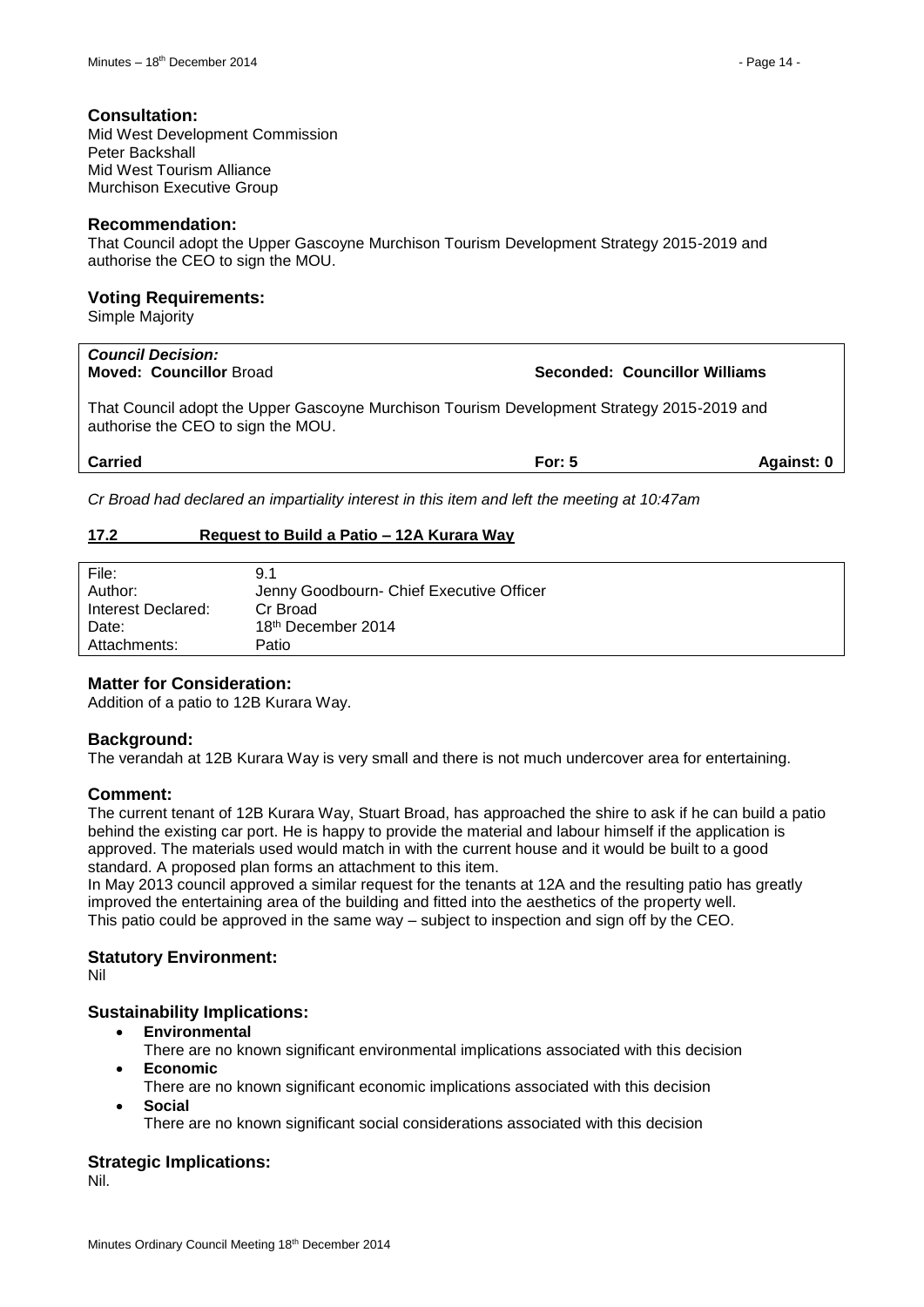### Consultation:

Mid West Development Commission
Peter Backshall
Mid West Tourism Alliance
Murchison Executive Group

### Recommendation:

That Council adopt the Upper Gascoyne Murchison Tourism Development Strategy 2015-2019 and authorise the CEO to sign the MOU.

### Voting Requirements:

Simple Majority

| ***Council Decision:*** **Moved: Councillor** Broad | **Seconded: Councillor Williams** | |
|---|---|---|
| That Council adopt the Upper Gascoyne Murchison Tourism Development Strategy 2015-2019 and authorise the CEO to sign the MOU. | | |
| **Carried** | **For: 5** | **Against: 0** |

*Cr Broad had declared an impartiality interest in this item and left the meeting at 10:47am*

## 17.2 Request to Build a Patio – 12A Kurara Way

| | |
|---|---|
| File: | 9.1 |
| Author: | Jenny Goodbourn- Chief Executive Officer |
| Interest Declared: | Cr Broad |
| Date: | 18th December 2014 |
| Attachments: | Patio |

### Matter for Consideration:

Addition of a patio to 12B Kurara Way.

### Background:

The verandah at 12B Kurara Way is very small and there is not much undercover area for entertaining.

### Comment:

The current tenant of 12B Kurara Way, Stuart Broad, has approached the shire to ask if he can build a patio behind the existing car port. He is happy to provide the material and labour himself if the application is approved. The materials used would match in with the current house and it would be built to a good standard. A proposed plan forms an attachment to this item.
In May 2013 council approved a similar request for the tenants at 12A and the resulting patio has greatly improved the entertaining area of the building and fitted into the aesthetics of the property well.
This patio could be approved in the same way – subject to inspection and sign off by the CEO.

### Statutory Environment:

Nil

### Sustainability Implications:

- **Environmental**
  There are no known significant environmental implications associated with this decision
- **Economic**
  There are no known significant economic implications associated with this decision
- **Social**
  There are no known significant social considerations associated with this decision

### Strategic Implications:

Nil.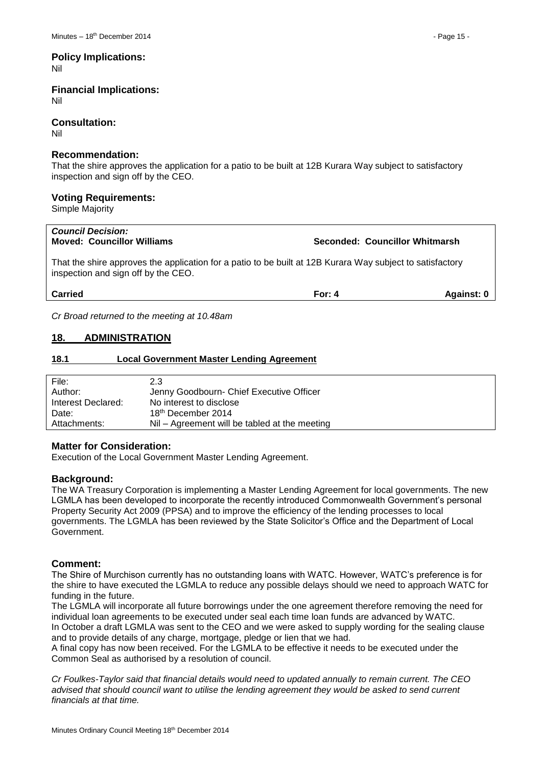### Policy Implications:

Nil

### Financial Implications:

Nil

### Consultation:

Nil

### Recommendation:

That the shire approves the application for a patio to be built at 12B Kurara Way subject to satisfactory inspection and sign off by the CEO.

### Voting Requirements:

Simple Majority

| ***Council Decision:*** | | |
|---|---|---|
| **Moved: Councillor Williams** | **Seconded: Councillor Whitmarsh** | |
| That the shire approves the application for a patio to be built at 12B Kurara Way subject to satisfactory inspection and sign off by the CEO. | | |
| **Carried** | **For: 4** | **Against: 0** |

*Cr Broad returned to the meeting at 10.48am*

## 18. ADMINISTRATION

### 18.1 Local Government Master Lending Agreement

| | |
|---|---|
| File: | 2.3 |
| Author: | Jenny Goodbourn- Chief Executive Officer |
| Interest Declared: | No interest to disclose |
| Date: | 18th December 2014 |
| Attachments: | Nil – Agreement will be tabled at the meeting |

### Matter for Consideration:

Execution of the Local Government Master Lending Agreement.

### Background:

The WA Treasury Corporation is implementing a Master Lending Agreement for local governments. The new LGMLA has been developed to incorporate the recently introduced Commonwealth Government's personal Property Security Act 2009 (PPSA) and to improve the efficiency of the lending processes to local governments. The LGMLA has been reviewed by the State Solicitor's Office and the Department of Local Government.

### Comment:

The Shire of Murchison currently has no outstanding loans with WATC. However, WATC's preference is for the shire to have executed the LGMLA to reduce any possible delays should we need to approach WATC for funding in the future.

The LGMLA will incorporate all future borrowings under the one agreement therefore removing the need for individual loan agreements to be executed under seal each time loan funds are advanced by WATC.

In October a draft LGMLA was sent to the CEO and we were asked to supply wording for the sealing clause and to provide details of any charge, mortgage, pledge or lien that we had.

A final copy has now been received. For the LGMLA to be effective it needs to be executed under the Common Seal as authorised by a resolution of council.

*Cr Foulkes-Taylor said that financial details would need to updated annually to remain current. The CEO advised that should council want to utilise the lending agreement they would be asked to send current financials at that time.*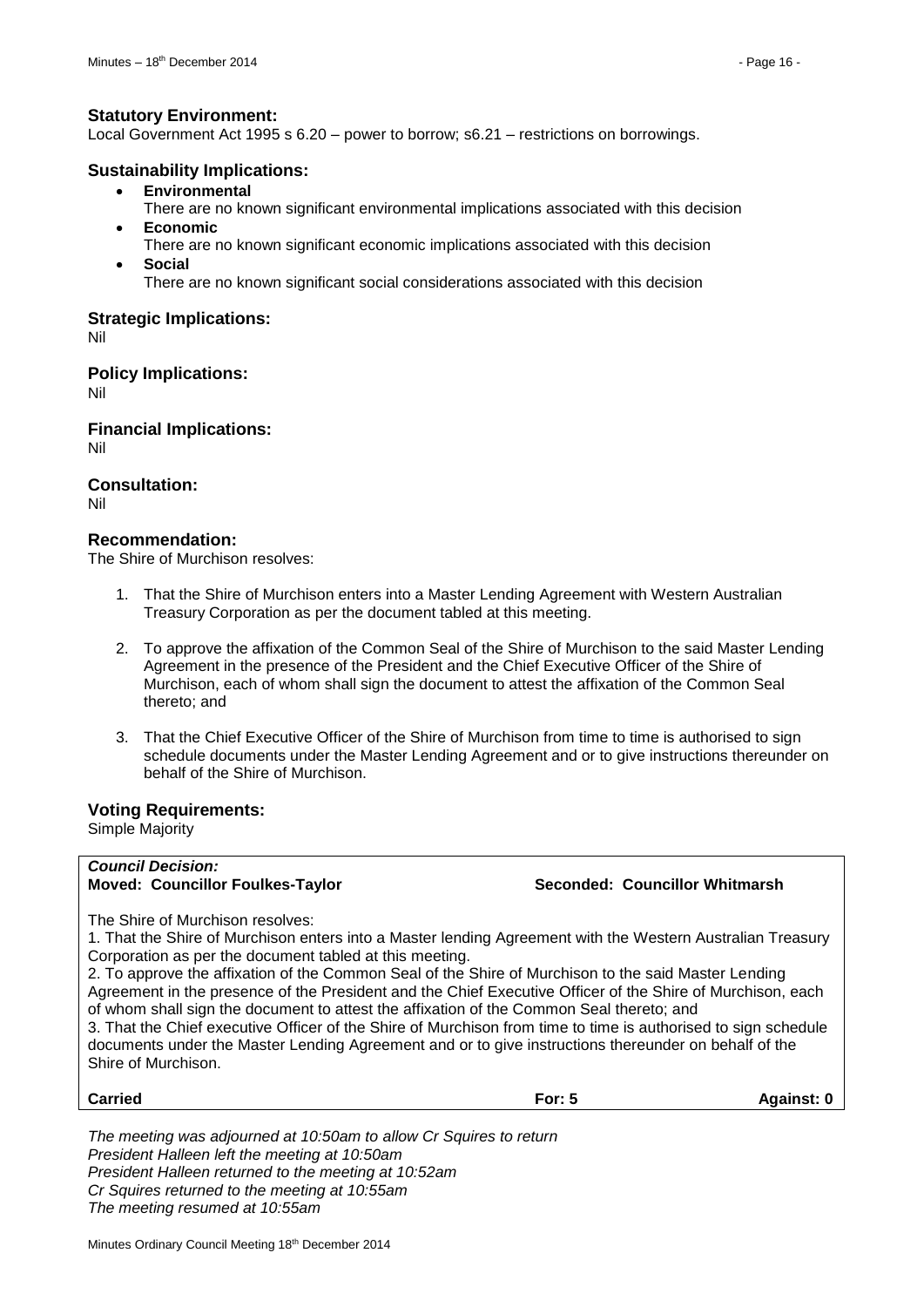### Statutory Environment:

Local Government Act 1995 s 6.20 – power to borrow; s6.21 – restrictions on borrowings.

### Sustainability Implications:

- **Environmental**
  There are no known significant environmental implications associated with this decision
- **Economic**
  There are no known significant economic implications associated with this decision
- **Social**
  There are no known significant social considerations associated with this decision

### Strategic Implications:

Nil

### Policy Implications:

Nil

### Financial Implications:

Nil

### Consultation:

Nil

### Recommendation:

The Shire of Murchison resolves:

1. That the Shire of Murchison enters into a Master Lending Agreement with Western Australian Treasury Corporation as per the document tabled at this meeting.

2. To approve the affixation of the Common Seal of the Shire of Murchison to the said Master Lending Agreement in the presence of the President and the Chief Executive Officer of the Shire of Murchison, each of whom shall sign the document to attest the affixation of the Common Seal thereto; and

3. That the Chief Executive Officer of the Shire of Murchison from time to time is authorised to sign schedule documents under the Master Lending Agreement and or to give instructions thereunder on behalf of the Shire of Murchison.

### Voting Requirements:

Simple Majority

***Council Decision:***
**Moved: Councillor Foulkes-Taylor** **Seconded: Councillor Whitmarsh**

The Shire of Murchison resolves:

1. That the Shire of Murchison enters into a Master lending Agreement with the Western Australian Treasury Corporation as per the document tabled at this meeting.

2. To approve the affixation of the Common Seal of the Shire of Murchison to the said Master Lending Agreement in the presence of the President and the Chief Executive Officer of the Shire of Murchison, each of whom shall sign the document to attest the affixation of the Common Seal thereto; and

3. That the Chief executive Officer of the Shire of Murchison from time to time is authorised to sign schedule documents under the Master Lending Agreement and or to give instructions thereunder on behalf of the Shire of Murchison.

**Carried** **For: 5** **Against: 0**

*The meeting was adjourned at 10:50am to allow Cr Squires to return*
*President Halleen left the meeting at 10:50am*
*President Halleen returned to the meeting at 10:52am*
*Cr Squires returned to the meeting at 10:55am*
*The meeting resumed at 10:55am*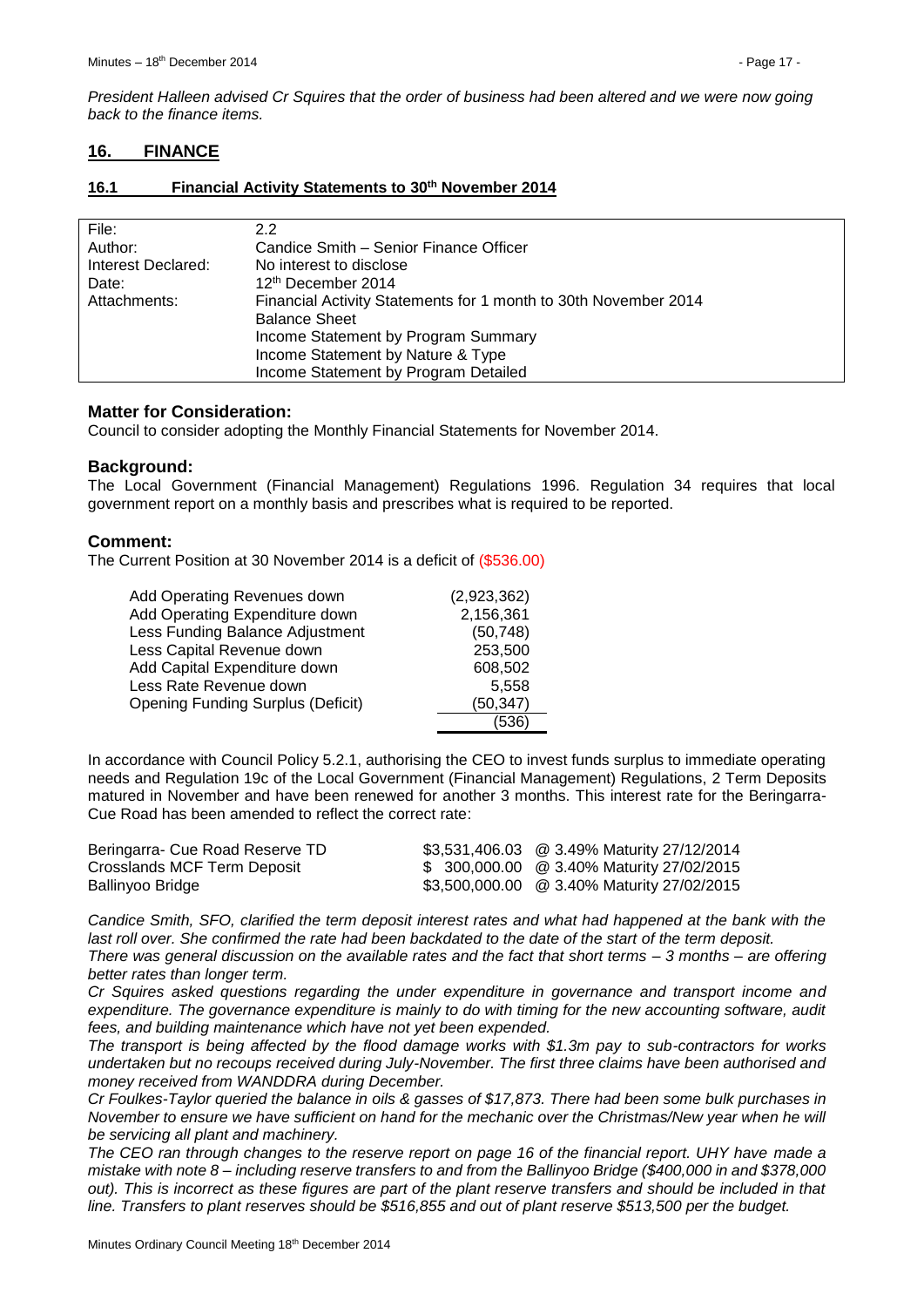*President Halleen advised Cr Squires that the order of business had been altered and we were now going back to the finance items.*

## 16. FINANCE

### 16.1 Financial Activity Statements to 30th November 2014

| | |
|---|---|
| File: | 2.2 |
| Author: | Candice Smith – Senior Finance Officer |
| Interest Declared: | No interest to disclose |
| Date: | 12th December 2014 |
| Attachments: | Financial Activity Statements for 1 month to 30th November 2014<br>Balance Sheet<br>Income Statement by Program Summary<br>Income Statement by Nature & Type<br>Income Statement by Program Detailed |

**Matter for Consideration:**
Council to consider adopting the Monthly Financial Statements for November 2014.

**Background:**
The Local Government (Financial Management) Regulations 1996. Regulation 34 requires that local government report on a monthly basis and prescribes what is required to be reported.

**Comment:**
The Current Position at 30 November 2014 is a deficit of ($536.00)

| | |
|---|---|
| Add Operating Revenues down | (2,923,362) |
| Add Operating Expenditure down | 2,156,361 |
| Less Funding Balance Adjustment | (50,748) |
| Less Capital Revenue down | 253,500 |
| Add Capital Expenditure down | 608,502 |
| Less Rate Revenue down | 5,558 |
| Opening Funding Surplus (Deficit) | (50,347) |
| | (536) |

In accordance with Council Policy 5.2.1, authorising the CEO to invest funds surplus to immediate operating needs and Regulation 19c of the Local Government (Financial Management) Regulations, 2 Term Deposits matured in November and have been renewed for another 3 months. This interest rate for the Beringarra-Cue Road has been amended to reflect the correct rate:

| | | |
|---|---|---|
| Beringarra- Cue Road Reserve TD | $3,531,406.03 | @ 3.49% Maturity 27/12/2014 |
| Crosslands MCF Term Deposit | $ 300,000.00 | @ 3.40% Maturity 27/02/2015 |
| Ballinyoo Bridge | $3,500,000.00 | @ 3.40% Maturity 27/02/2015 |

*Candice Smith, SFO, clarified the term deposit interest rates and what had happened at the bank with the last roll over. She confirmed the rate had been backdated to the date of the start of the term deposit.*

*There was general discussion on the available rates and the fact that short terms – 3 months – are offering better rates than longer term.*

*Cr Squires asked questions regarding the under expenditure in governance and transport income and expenditure. The governance expenditure is mainly to do with timing for the new accounting software, audit fees, and building maintenance which have not yet been expended.*

*The transport is being affected by the flood damage works with $1.3m pay to sub-contractors for works undertaken but no recoups received during July-November. The first three claims have been authorised and money received from WANDDRA during December.*

*Cr Foulkes-Taylor queried the balance in oils & gasses of $17,873. There had been some bulk purchases in November to ensure we have sufficient on hand for the mechanic over the Christmas/New year when he will be servicing all plant and machinery.*

*The CEO ran through changes to the reserve report on page 16 of the financial report. UHY have made a mistake with note 8 – including reserve transfers to and from the Ballinyoo Bridge ($400,000 in and $378,000 out). This is incorrect as these figures are part of the plant reserve transfers and should be included in that line. Transfers to plant reserves should be $516,855 and out of plant reserve $513,500 per the budget.*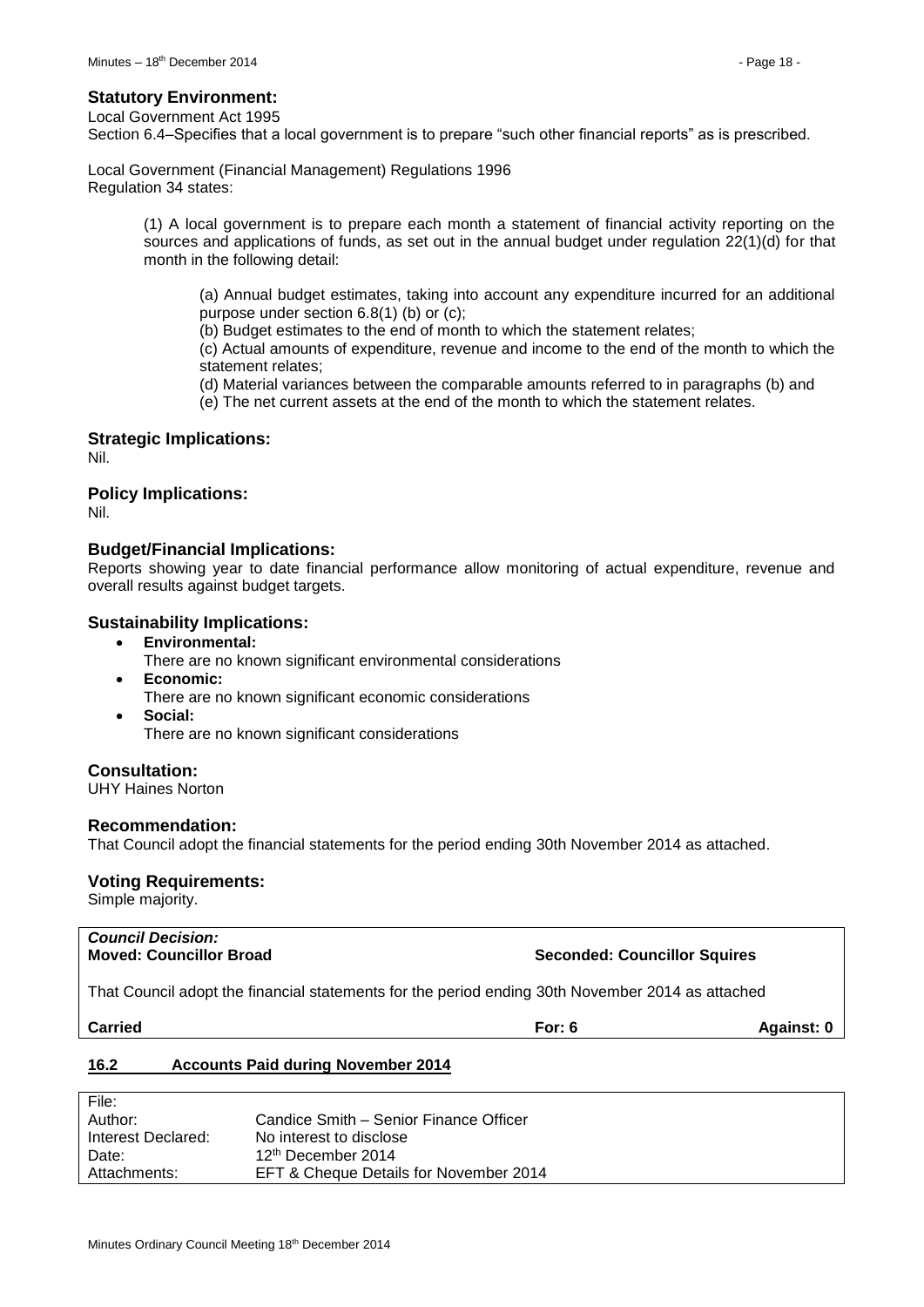### Statistical Environment:

Local Government Act 1995
Section 6.4–Specifies that a local government is to prepare "such other financial reports" as is prescribed.

Local Government (Financial Management) Regulations 1996
Regulation 34 states:

> (1) A local government is to prepare each month a statement of financial activity reporting on the sources and applications of funds, as set out in the annual budget under regulation 22(1)(d) for that month in the following detail:
>
> > (a) Annual budget estimates, taking into account any expenditure incurred for an additional purpose under section 6.8(1) (b) or (c);
> > (b) Budget estimates to the end of month to which the statement relates;
> > (c) Actual amounts of expenditure, revenue and income to the end of the month to which the statement relates;
> > (d) Material variances between the comparable amounts referred to in paragraphs (b) and
> > (e) The net current assets at the end of the month to which the statement relates.

### Strategic Implications:

Nil.

### Policy Implications:

Nil.

### Budget/Financial Implications:

Reports showing year to date financial performance allow monitoring of actual expenditure, revenue and overall results against budget targets.

### Sustainability Implications:

- **Environmental:**
  There are no known significant environmental considerations
- **Economic:**
  There are no known significant economic considerations
- **Social:**
  There are no known significant considerations

### Consultation:

UHY Haines Norton

### Recommendation:

That Council adopt the financial statements for the period ending 30th November 2014 as attached.

### Voting Requirements:

Simple majority.

| ***Council Decision:*** | | |
|---|---|---|
| **Moved: Councillor Broad** | **Seconded: Councillor Squires** | |
| That Council adopt the financial statements for the period ending 30th November 2014 as attached | | |
| **Carried** | **For: 6** | **Against: 0** |

## 16.2 Accounts Paid during November 2014

| | |
|---|---|
| File: | |
| Author: | Candice Smith – Senior Finance Officer |
| Interest Declared: | No interest to disclose |
| Date: | 12th December 2014 |
| Attachments: | EFT & Cheque Details for November 2014 |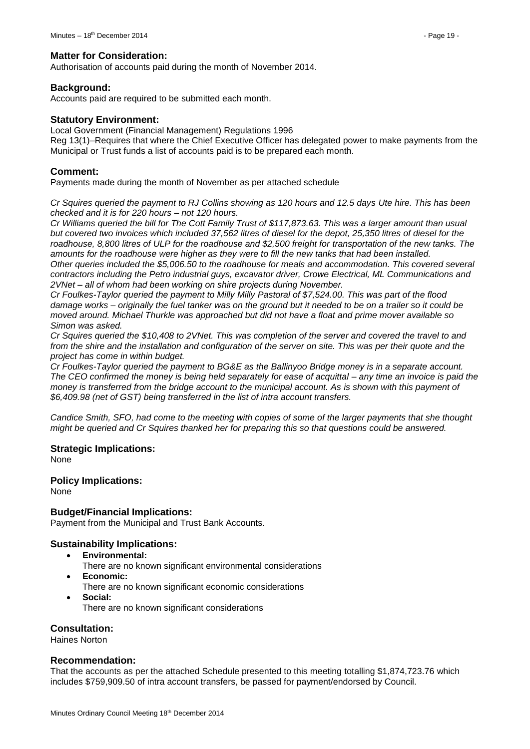### Matter for Consideration:

Authorisation of accounts paid during the month of November 2014.

### Background:

Accounts paid are required to be submitted each month.

### Statutory Environment:

Local Government (Financial Management) Regulations 1996

Reg 13(1)–Requires that where the Chief Executive Officer has delegated power to make payments from the Municipal or Trust funds a list of accounts paid is to be prepared each month.

### Comment:

Payments made during the month of November as per attached schedule

*Cr Squires queried the payment to RJ Collins showing as 120 hours and 12.5 days Ute hire. This has been checked and it is for 220 hours – not 120 hours.*

*Cr Williams queried the bill for The Cott Family Trust of $117,873.63. This was a larger amount than usual but covered two invoices which included 37,562 litres of diesel for the depot, 25,350 litres of diesel for the roadhouse, 8,800 litres of ULP for the roadhouse and $2,500 freight for transportation of the new tanks. The amounts for the roadhouse were higher as they were to fill the new tanks that had been installed.*

*Other queries included the $5,006.50 to the roadhouse for meals and accommodation. This covered several contractors including the Petro industrial guys, excavator driver, Crowe Electrical, ML Communications and 2VNet – all of whom had been working on shire projects during November.*

*Cr Foulkes-Taylor queried the payment to Milly Milly Pastoral of $7,524.00. This was part of the flood damage works – originally the fuel tanker was on the ground but it needed to be on a trailer so it could be moved around. Michael Thurkle was approached but did not have a float and prime mover available so Simon was asked.*

*Cr Squires queried the $10,408 to 2VNet. This was completion of the server and covered the travel to and from the shire and the installation and configuration of the server on site. This was per their quote and the project has come in within budget.*

*Cr Foulkes-Taylor queried the payment to BG&E as the Ballinyoo Bridge money is in a separate account. The CEO confirmed the money is being held separately for ease of acquittal – any time an invoice is paid the money is transferred from the bridge account to the municipal account. As is shown with this payment of $6,409.98 (net of GST) being transferred in the list of intra account transfers.*

*Candice Smith, SFO, had come to the meeting with copies of some of the larger payments that she thought might be queried and Cr Squires thanked her for preparing this so that questions could be answered.*

### Strategic Implications:

None

### Policy Implications:

None

### Budget/Financial Implications:

Payment from the Municipal and Trust Bank Accounts.

### Sustainability Implications:

- **Environmental:**
  There are no known significant environmental considerations
- **Economic:**
  There are no known significant economic considerations
- **Social:**
  There are no known significant considerations

### Consultation:

Haines Norton

### Recommendation:

That the accounts as per the attached Schedule presented to this meeting totalling $1,874,723.76 which includes $759,909.50 of intra account transfers, be passed for payment/endorsed by Council.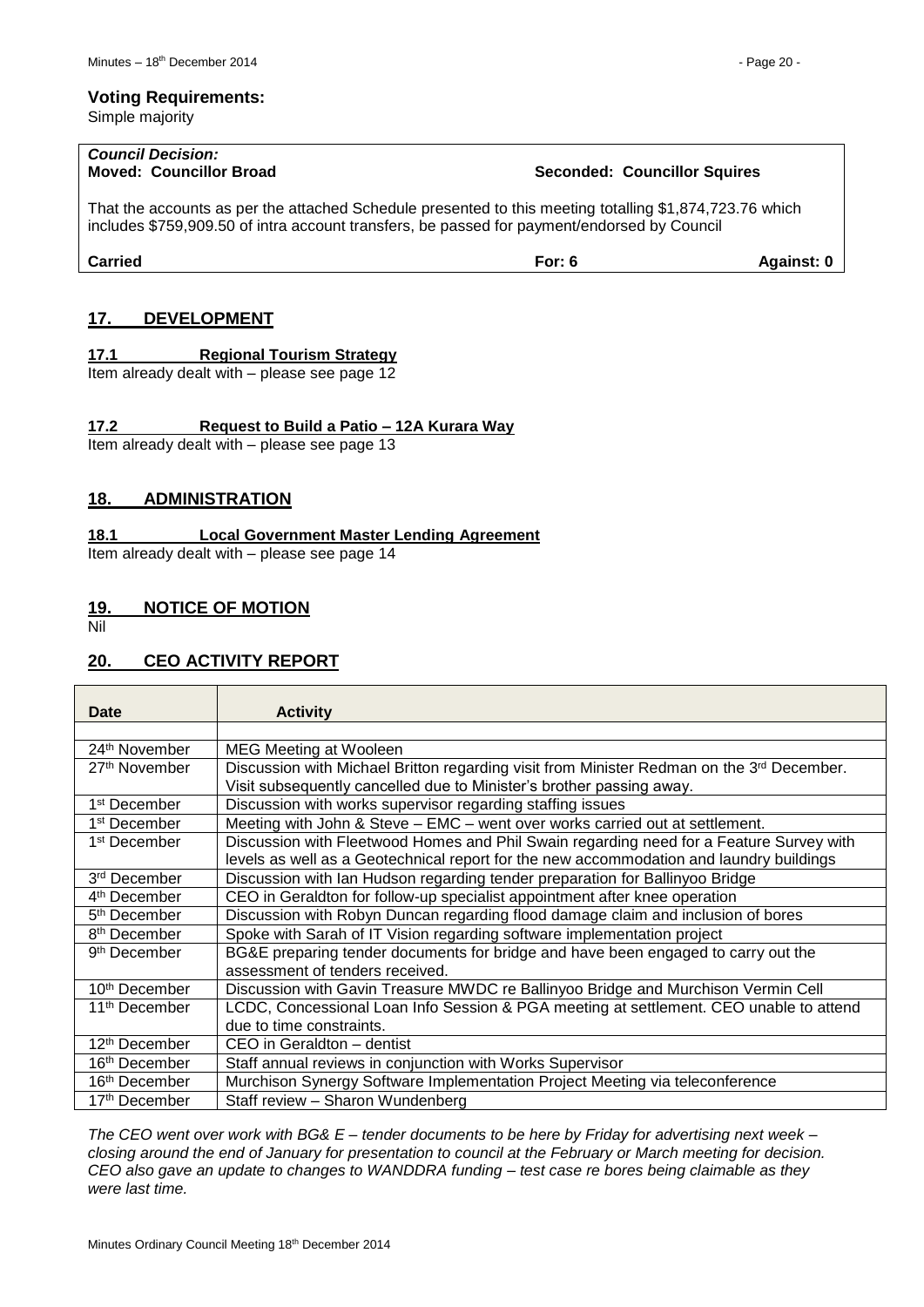**Voting Requirements:**
Simple majority

***Council Decision:***
**Moved: Councillor Broad** **Seconded: Councillor Squires**

That the accounts as per the attached Schedule presented to this meeting totalling $1,874,723.76 which includes $759,909.50 of intra account transfers, be passed for payment/endorsed by Council

**Carried** **For: 6** **Against: 0**

## 17. DEVELOPMENT

### 17.1 Regional Tourism Strategy

Item already dealt with – please see page 12

### 17.2 Request to Build a Patio – 12A Kurara Way

Item already dealt with – please see page 13

## 18. ADMINISTRATION

### 18.1 Local Government Master Lending Agreement

Item already dealt with – please see page 14

## 19. NOTICE OF MOTION

Nil

## 20. CEO ACTIVITY REPORT

| Date | Activity |
|---|---|
| | |
| 24th November | MEG Meeting at Wooleen |
| 27th November | Discussion with Michael Britton regarding visit from Minister Redman on the 3rd December. Visit subsequently cancelled due to Minister's brother passing away. |
| 1st December | Discussion with works supervisor regarding staffing issues |
| 1st December | Meeting with John & Steve – EMC – went over works carried out at settlement. |
| 1st December | Discussion with Fleetwood Homes and Phil Swain regarding need for a Feature Survey with levels as well as a Geotechnical report for the new accommodation and laundry buildings |
| 3rd December | Discussion with Ian Hudson regarding tender preparation for Ballinyoo Bridge |
| 4th December | CEO in Geraldton for follow-up specialist appointment after knee operation |
| 5th December | Discussion with Robyn Duncan regarding flood damage claim and inclusion of bores |
| 8th December | Spoke with Sarah of IT Vision regarding software implementation project |
| 9th December | BG&E preparing tender documents for bridge and have been engaged to carry out the assessment of tenders received. |
| 10th December | Discussion with Gavin Treasure MWDC re Ballinyoo Bridge and Murchison Vermin Cell |
| 11th December | LCDC, Concessional Loan Info Session & PGA meeting at settlement. CEO unable to attend due to time constraints. |
| 12th December | CEO in Geraldton – dentist |
| 16th December | Staff annual reviews in conjunction with Works Supervisor |
| 16th December | Murchison Synergy Software Implementation Project Meeting via teleconference |
| 17th December | Staff review – Sharon Wundenberg |

*The CEO went over work with BG& E – tender documents to be here by Friday for advertising next week – closing around the end of January for presentation to council at the February or March meeting for decision. CEO also gave an update to changes to WANDDRA funding – test case re bores being claimable as they were last time.*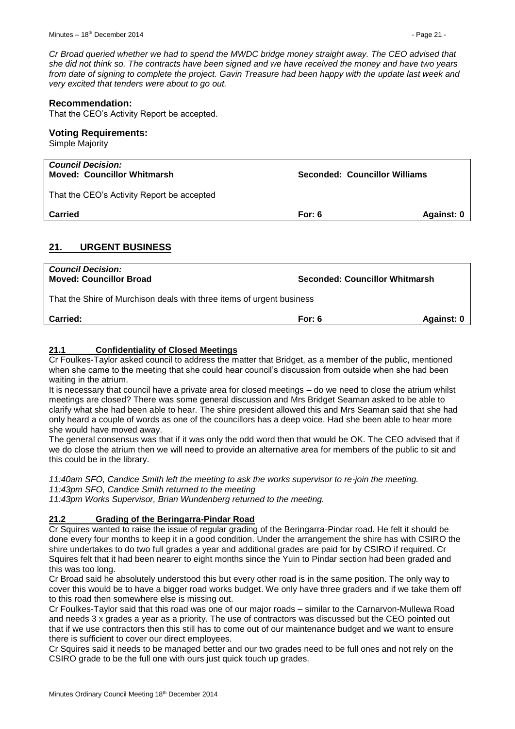*Cr Broad queried whether we had to spend the MWDC bridge money straight away. The CEO advised that she did not think so. The contracts have been signed and we have received the money and have two years from date of signing to complete the project. Gavin Treasure had been happy with the update last week and very excited that tenders were about to go out.*

### Recommendation:

That the CEO's Activity Report be accepted.

### Voting Requirements:

Simple Majority

| *Council Decision:* **Moved: Councillor Whitmarsh** | **Seconded: Councillor Williams** | |
|---|---|---|
| That the CEO's Activity Report be accepted | | |
| **Carried** | **For: 6** | **Against: 0** |

## 21. URGENT BUSINESS

| *Council Decision:* **Moved: Councillor Broad** | **Seconded: Councillor Whitmarsh** | |
|---|---|---|
| That the Shire of Murchison deals with three items of urgent business | | |
| **Carried:** | **For: 6** | **Against: 0** |

### 21.1 Confidentiality of Closed Meetings

Cr Foulkes-Taylor asked council to address the matter that Bridget, as a member of the public, mentioned when she came to the meeting that she could hear council's discussion from outside when she had been waiting in the atrium.

It is necessary that council have a private area for closed meetings – do we need to close the atrium whilst meetings are closed? There was some general discussion and Mrs Bridget Seaman asked to be able to clarify what she had been able to hear. The shire president allowed this and Mrs Seaman said that she had only heard a couple of words as one of the councillors has a deep voice. Had she been able to hear more she would have moved away.

The general consensus was that if it was only the odd word then that would be OK. The CEO advised that if we do close the atrium then we will need to provide an alternative area for members of the public to sit and this could be in the library.

*11:40am SFO, Candice Smith left the meeting to ask the works supervisor to re-join the meeting.*
*11:43pm SFO, Candice Smith returned to the meeting*
*11:43pm Works Supervisor, Brian Wundenberg returned to the meeting.*

### 21.2 Grading of the Beringarra-Pindar Road

Cr Squires wanted to raise the issue of regular grading of the Beringarra-Pindar road. He felt it should be done every four months to keep it in a good condition. Under the arrangement the shire has with CSIRO the shire undertakes to do two full grades a year and additional grades are paid for by CSIRO if required. Cr Squires felt that it had been nearer to eight months since the Yuin to Pindar section had been graded and this was too long.

Cr Broad said he absolutely understood this but every other road is in the same position. The only way to cover this would be to have a bigger road works budget. We only have three graders and if we take them off to this road then somewhere else is missing out.

Cr Foulkes-Taylor said that this road was one of our major roads – similar to the Carnarvon-Mullewa Road and needs 3 x grades a year as a priority. The use of contractors was discussed but the CEO pointed out that if we use contractors then this still has to come out of our maintenance budget and we want to ensure there is sufficient to cover our direct employees.

Cr Squires said it needs to be managed better and our two grades need to be full ones and not rely on the CSIRO grade to be the full one with ours just quick touch up grades.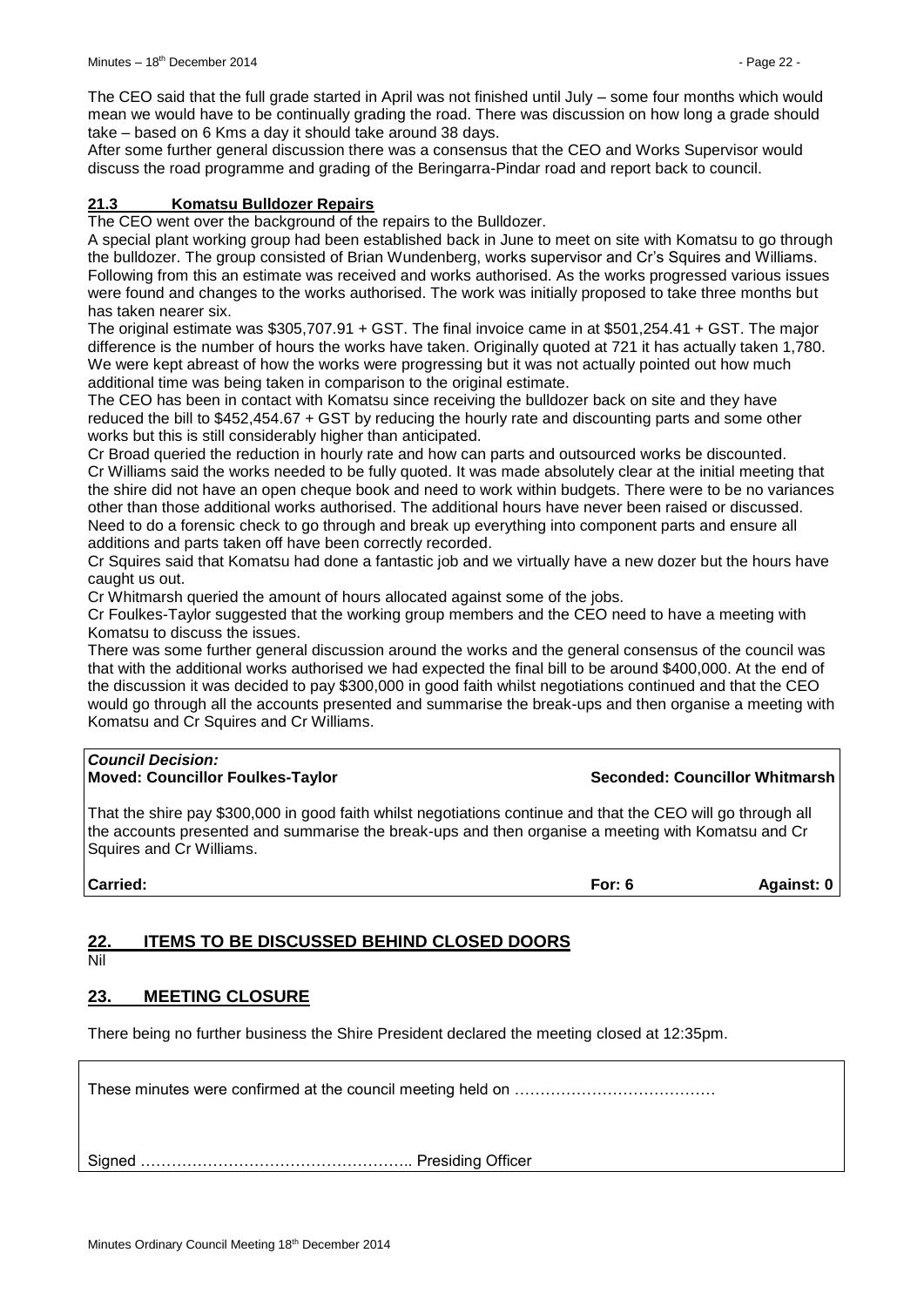The CEO said that the full grade started in April was not finished until July – some four months which would mean we would have to be continually grading the road. There was discussion on how long a grade should take – based on 6 Kms a day it should take around 38 days.

After some further general discussion there was a consensus that the CEO and Works Supervisor would discuss the road programme and grading of the Beringarra-Pindar road and report back to council.

### 21.3 Komatsu Bulldozer Repairs

The CEO went over the background of the repairs to the Bulldozer.

A special plant working group had been established back in June to meet on site with Komatsu to go through the bulldozer. The group consisted of Brian Wundenberg, works supervisor and Cr's Squires and Williams. Following from this an estimate was received and works authorised. As the works progressed various issues were found and changes to the works authorised. The work was initially proposed to take three months but has taken nearer six.

The original estimate was $305,707.91 + GST. The final invoice came in at $501,254.41 + GST. The major difference is the number of hours the works have taken. Originally quoted at 721 it has actually taken 1,780. We were kept abreast of how the works were progressing but it was not actually pointed out how much additional time was being taken in comparison to the original estimate.

The CEO has been in contact with Komatsu since receiving the bulldozer back on site and they have reduced the bill to $452,454.67 + GST by reducing the hourly rate and discounting parts and some other works but this is still considerably higher than anticipated.

Cr Broad queried the reduction in hourly rate and how can parts and outsourced works be discounted.

Cr Williams said the works needed to be fully quoted. It was made absolutely clear at the initial meeting that the shire did not have an open cheque book and need to work within budgets. There were to be no variances other than those additional works authorised. The additional hours have never been raised or discussed. Need to do a forensic check to go through and break up everything into component parts and ensure all additions and parts taken off have been correctly recorded.

Cr Squires said that Komatsu had done a fantastic job and we virtually have a new dozer but the hours have caught us out.

Cr Whitmarsh queried the amount of hours allocated against some of the jobs.

Cr Foulkes-Taylor suggested that the working group members and the CEO need to have a meeting with Komatsu to discuss the issues.

There was some further general discussion around the works and the general consensus of the council was that with the additional works authorised we had expected the final bill to be around $400,000. At the end of the discussion it was decided to pay $300,000 in good faith whilst negotiations continued and that the CEO would go through all the accounts presented and summarise the break-ups and then organise a meeting with Komatsu and Cr Squires and Cr Williams.

***Council Decision:***
**Moved: Councillor Foulkes-Taylor** **Seconded: Councillor Whitmarsh**

That the shire pay $300,000 in good faith whilst negotiations continue and that the CEO will go through all the accounts presented and summarise the break-ups and then organise a meeting with Komatsu and Cr Squires and Cr Williams.

**Carried:** **For: 6** **Against: 0**

## 22. ITEMS TO BE DISCUSSED BEHIND CLOSED DOORS

Nil

## 23. MEETING CLOSURE

There being no further business the Shire President declared the meeting closed at 12:35pm.

These minutes were confirmed at the council meeting held on …………………………………

Signed …………………………………………….. Presiding Officer